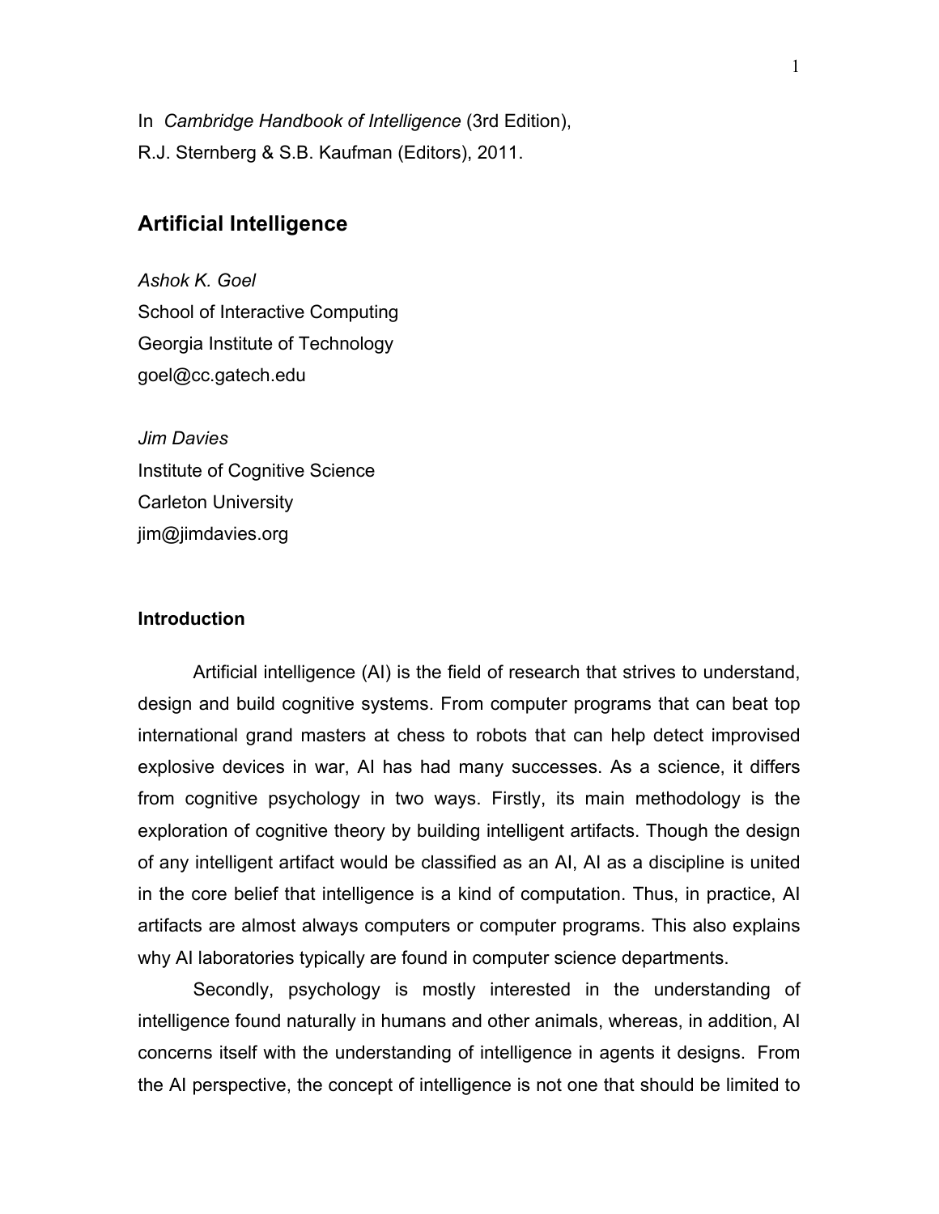In *Cambridge Handbook of Intelligence* (3rd Edition),
R.J. Sternberg & S.B. Kaufman (Editors), 2011.

# Artificial Intelligence

*Ashok K. Goel*
School of Interactive Computing
Georgia Institute of Technology
goel@cc.gatech.edu

*Jim Davies*
Institute of Cognitive Science
Carleton University
jim@jimdavies.org

## Introduction

Artificial intelligence (AI) is the field of research that strives to understand, design and build cognitive systems. From computer programs that can beat top international grand masters at chess to robots that can help detect improvised explosive devices in war, AI has had many successes. As a science, it differs from cognitive psychology in two ways. Firstly, its main methodology is the exploration of cognitive theory by building intelligent artifacts. Though the design of any intelligent artifact would be classified as an AI, AI as a discipline is united in the core belief that intelligence is a kind of computation. Thus, in practice, AI artifacts are almost always computers or computer programs. This also explains why AI laboratories typically are found in computer science departments.

Secondly, psychology is mostly interested in the understanding of intelligence found naturally in humans and other animals, whereas, in addition, AI concerns itself with the understanding of intelligence in agents it designs. From the AI perspective, the concept of intelligence is not one that should be limited to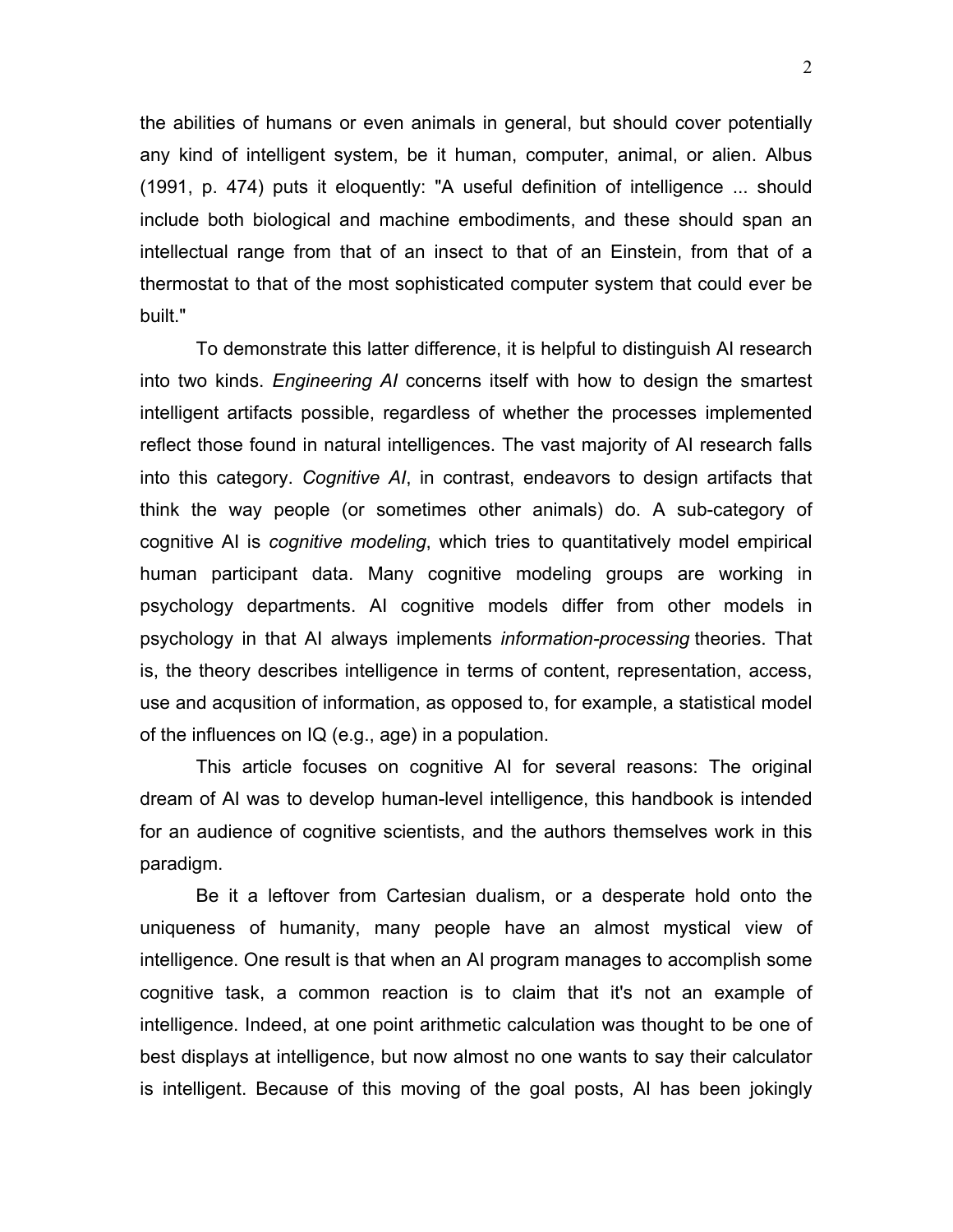the abilities of humans or even animals in general, but should cover potentially any kind of intelligent system, be it human, computer, animal, or alien. Albus (1991, p. 474) puts it eloquently: "A useful definition of intelligence ... should include both biological and machine embodiments, and these should span an intellectual range from that of an insect to that of an Einstein, from that of a thermostat to that of the most sophisticated computer system that could ever be built."

To demonstrate this latter difference, it is helpful to distinguish AI research into two kinds. *Engineering AI* concerns itself with how to design the smartest intelligent artifacts possible, regardless of whether the processes implemented reflect those found in natural intelligences. The vast majority of AI research falls into this category. *Cognitive AI*, in contrast, endeavors to design artifacts that think the way people (or sometimes other animals) do. A sub-category of cognitive AI is *cognitive modeling*, which tries to quantitatively model empirical human participant data. Many cognitive modeling groups are working in psychology departments. AI cognitive models differ from other models in psychology in that AI always implements *information-processing* theories. That is, the theory describes intelligence in terms of content, representation, access, use and acqusition of information, as opposed to, for example, a statistical model of the influences on IQ (e.g., age) in a population.

This article focuses on cognitive AI for several reasons: The original dream of AI was to develop human-level intelligence, this handbook is intended for an audience of cognitive scientists, and the authors themselves work in this paradigm.

Be it a leftover from Cartesian dualism, or a desperate hold onto the uniqueness of humanity, many people have an almost mystical view of intelligence. One result is that when an AI program manages to accomplish some cognitive task, a common reaction is to claim that it's not an example of intelligence. Indeed, at one point arithmetic calculation was thought to be one of best displays at intelligence, but now almost no one wants to say their calculator is intelligent. Because of this moving of the goal posts, AI has been jokingly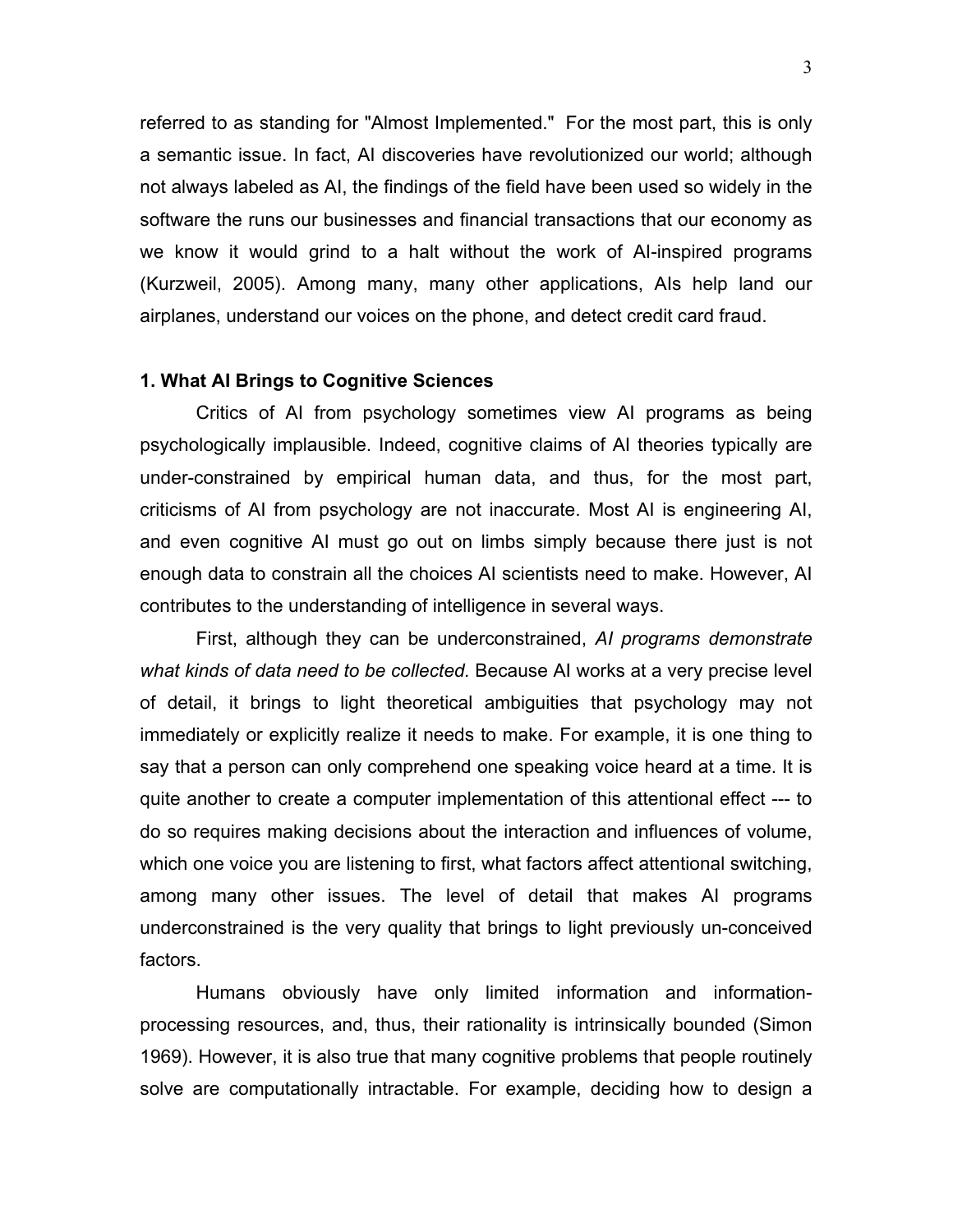referred to as standing for "Almost Implemented." For the most part, this is only a semantic issue. In fact, AI discoveries have revolutionized our world; although not always labeled as AI, the findings of the field have been used so widely in the software the runs our businesses and financial transactions that our economy as we know it would grind to a halt without the work of AI-inspired programs (Kurzweil, 2005). Among many, many other applications, AIs help land our airplanes, understand our voices on the phone, and detect credit card fraud.

## 1. What AI Brings to Cognitive Sciences

Critics of AI from psychology sometimes view AI programs as being psychologically implausible. Indeed, cognitive claims of AI theories typically are under-constrained by empirical human data, and thus, for the most part, criticisms of AI from psychology are not inaccurate. Most AI is engineering AI, and even cognitive AI must go out on limbs simply because there just is not enough data to constrain all the choices AI scientists need to make. However, AI contributes to the understanding of intelligence in several ways.

First, although they can be underconstrained, *AI programs demonstrate what kinds of data need to be collected.* Because AI works at a very precise level of detail, it brings to light theoretical ambiguities that psychology may not immediately or explicitly realize it needs to make. For example, it is one thing to say that a person can only comprehend one speaking voice heard at a time. It is quite another to create a computer implementation of this attentional effect --- to do so requires making decisions about the interaction and influences of volume, which one voice you are listening to first, what factors affect attentional switching, among many other issues. The level of detail that makes AI programs underconstrained is the very quality that brings to light previously un-conceived factors.

Humans obviously have only limited information and information-processing resources, and, thus, their rationality is intrinsically bounded (Simon 1969). However, it is also true that many cognitive problems that people routinely solve are computationally intractable. For example, deciding how to design a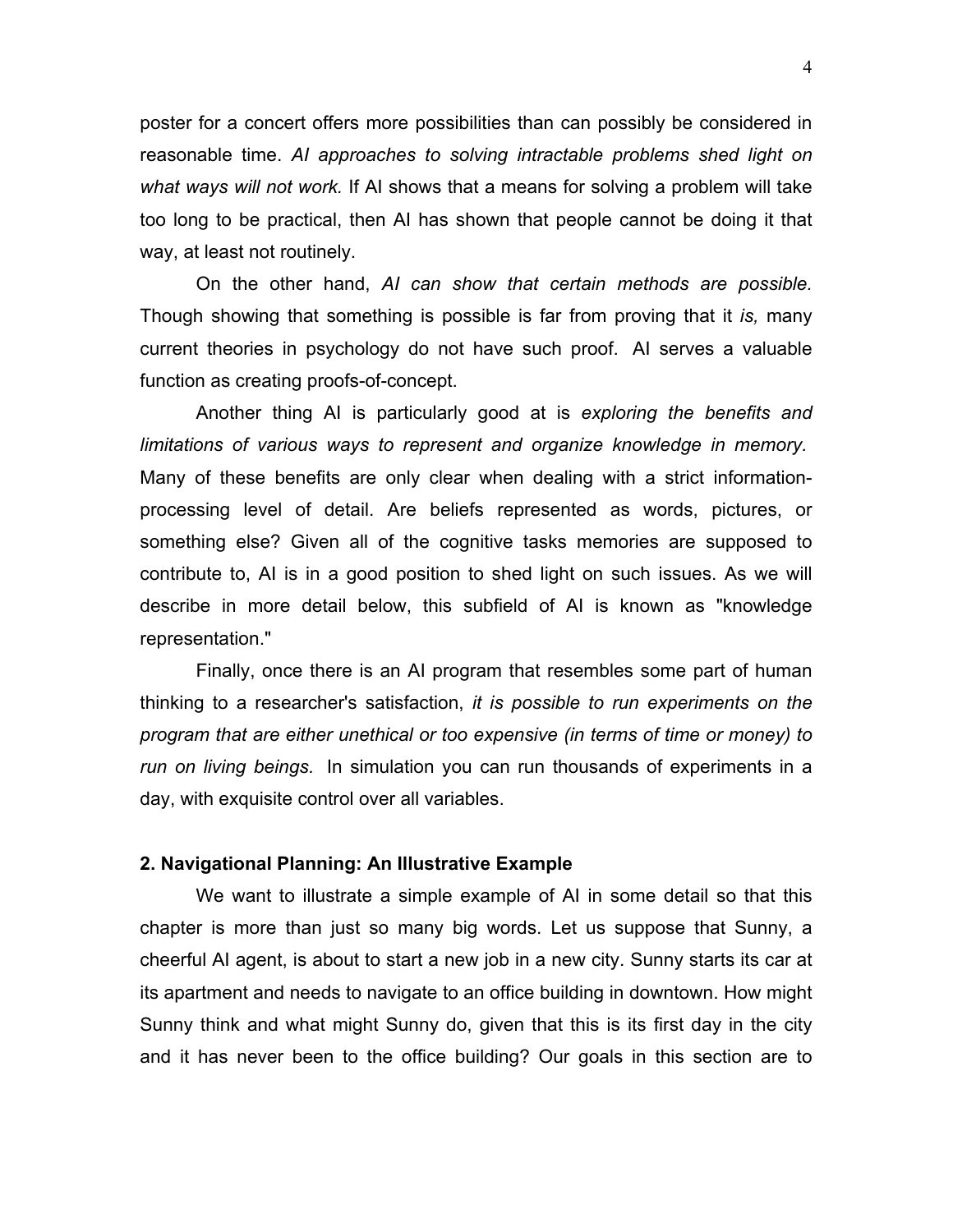poster for a concert offers more possibilities than can possibly be considered in reasonable time. *AI approaches to solving intractable problems shed light on what ways will not work.* If AI shows that a means for solving a problem will take too long to be practical, then AI has shown that people cannot be doing it that way, at least not routinely.

On the other hand, *AI can show that certain methods are possible.* Though showing that something is possible is far from proving that it *is,* many current theories in psychology do not have such proof. AI serves a valuable function as creating proofs-of-concept.

Another thing AI is particularly good at is *exploring the benefits and limitations of various ways to represent and organize knowledge in memory*. Many of these benefits are only clear when dealing with a strict information-processing level of detail. Are beliefs represented as words, pictures, or something else? Given all of the cognitive tasks memories are supposed to contribute to, AI is in a good position to shed light on such issues. As we will describe in more detail below, this subfield of AI is known as "knowledge representation."

Finally, once there is an AI program that resembles some part of human thinking to a researcher's satisfaction, *it is possible to run experiments on the program that are either unethical or too expensive (in terms of time or money) to run on living beings.* In simulation you can run thousands of experiments in a day, with exquisite control over all variables.

## 2. Navigational Planning: An Illustrative Example

We want to illustrate a simple example of AI in some detail so that this chapter is more than just so many big words. Let us suppose that Sunny, a cheerful AI agent, is about to start a new job in a new city. Sunny starts its car at its apartment and needs to navigate to an office building in downtown. How might Sunny think and what might Sunny do, given that this is its first day in the city and it has never been to the office building? Our goals in this section are to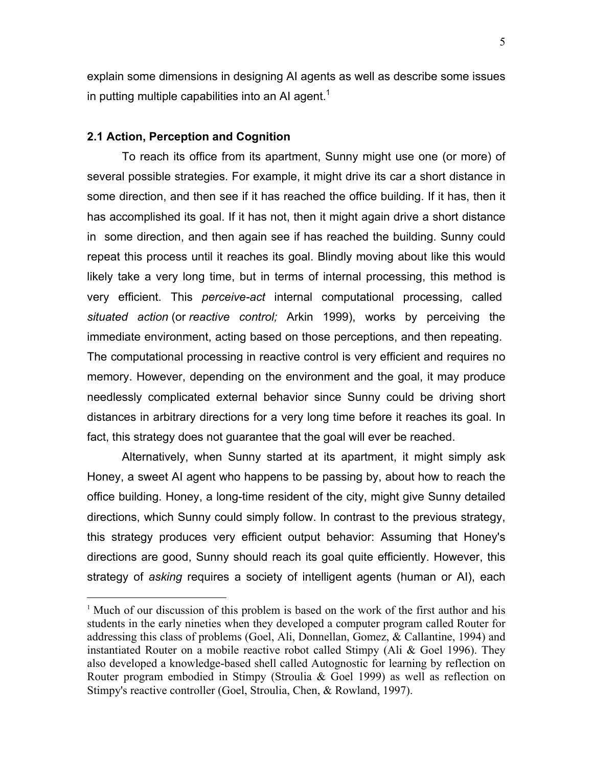explain some dimensions in designing AI agents as well as describe some issues in putting multiple capabilities into an AI agent.[1]

### 2.1 Action, Perception and Cognition

To reach its office from its apartment, Sunny might use one (or more) of several possible strategies. For example, it might drive its car a short distance in some direction, and then see if it has reached the office building. If it has, then it has accomplished its goal. If it has not, then it might again drive a short distance in some direction, and then again see if has reached the building. Sunny could repeat this process until it reaches its goal. Blindly moving about like this would likely take a very long time, but in terms of internal processing, this method is very efficient. This *perceive-act* internal computational processing, called *situated action* (or *reactive control;* Arkin 1999), works by perceiving the immediate environment, acting based on those perceptions, and then repeating. The computational processing in reactive control is very efficient and requires no memory. However, depending on the environment and the goal, it may produce needlessly complicated external behavior since Sunny could be driving short distances in arbitrary directions for a very long time before it reaches its goal. In fact, this strategy does not guarantee that the goal will ever be reached.

Alternatively, when Sunny started at its apartment, it might simply ask Honey, a sweet AI agent who happens to be passing by, about how to reach the office building. Honey, a long-time resident of the city, might give Sunny detailed directions, which Sunny could simply follow. In contrast to the previous strategy, this strategy produces very efficient output behavior: Assuming that Honey's directions are good, Sunny should reach its goal quite efficiently. However, this strategy of *asking* requires a society of intelligent agents (human or AI), each

---

[1] Much of our discussion of this problem is based on the work of the first author and his students in the early nineties when they developed a computer program called Router for addressing this class of problems (Goel, Ali, Donnellan, Gomez, & Callantine, 1994) and instantiated Router on a mobile reactive robot called Stimpy (Ali & Goel 1996). They also developed a knowledge-based shell called Autognostic for learning by reflection on Router program embodied in Stimpy (Stroulia & Goel 1999) as well as reflection on Stimpy's reactive controller (Goel, Stroulia, Chen, & Rowland, 1997).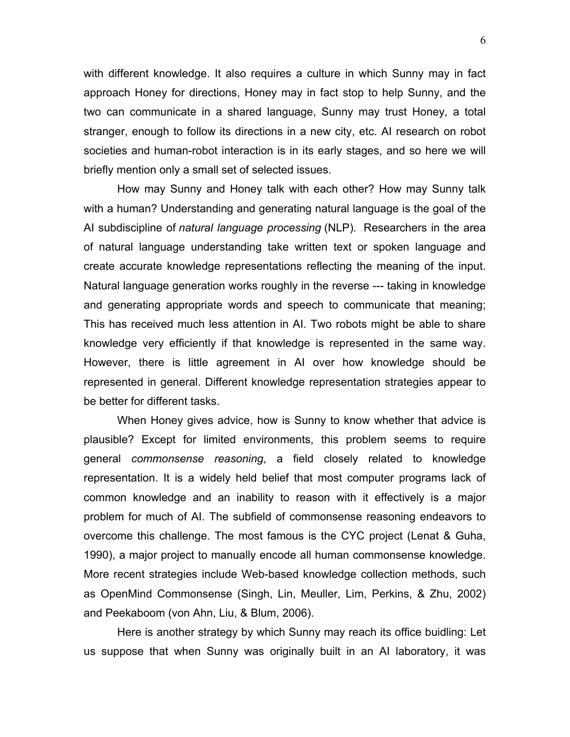with different knowledge. It also requires a culture in which Sunny may in fact approach Honey for directions, Honey may in fact stop to help Sunny, and the two can communicate in a shared language, Sunny may trust Honey, a total stranger, enough to follow its directions in a new city, etc. AI research on robot societies and human-robot interaction is in its early stages, and so here we will briefly mention only a small set of selected issues.

How may Sunny and Honey talk with each other? How may Sunny talk with a human? Understanding and generating natural language is the goal of the AI subdiscipline of *natural language processing* (NLP). Researchers in the area of natural language understanding take written text or spoken language and create accurate knowledge representations reflecting the meaning of the input. Natural language generation works roughly in the reverse --- taking in knowledge and generating appropriate words and speech to communicate that meaning; This has received much less attention in AI. Two robots might be able to share knowledge very efficiently if that knowledge is represented in the same way. However, there is little agreement in AI over how knowledge should be represented in general. Different knowledge representation strategies appear to be better for different tasks.

When Honey gives advice, how is Sunny to know whether that advice is plausible? Except for limited environments, this problem seems to require general *commonsense reasoning*, a field closely related to knowledge representation. It is a widely held belief that most computer programs lack of common knowledge and an inability to reason with it effectively is a major problem for much of AI. The subfield of commonsense reasoning endeavors to overcome this challenge. The most famous is the CYC project (Lenat & Guha, 1990), a major project to manually encode all human commonsense knowledge. More recent strategies include Web-based knowledge collection methods, such as OpenMind Commonsense (Singh, Lin, Meuller, Lim, Perkins, & Zhu, 2002) and Peekaboom (von Ahn, Liu, & Blum, 2006).

Here is another strategy by which Sunny may reach its office buidling: Let us suppose that when Sunny was originally built in an AI laboratory, it was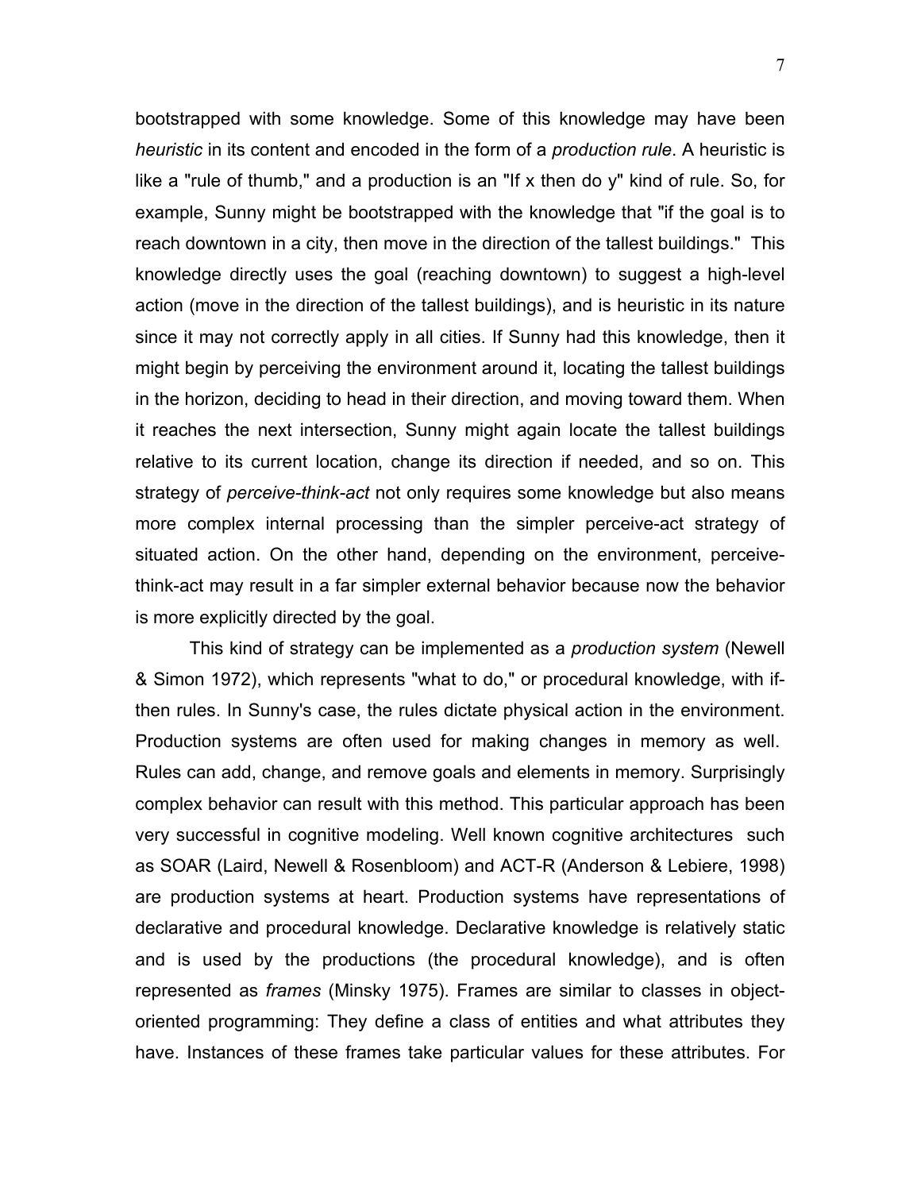bootstrapped with some knowledge. Some of this knowledge may have been *heuristic* in its content and encoded in the form of a *production rule*. A heuristic is like a "rule of thumb," and a production is an "If x then do y" kind of rule. So, for example, Sunny might be bootstrapped with the knowledge that "if the goal is to reach downtown in a city, then move in the direction of the tallest buildings." This knowledge directly uses the goal (reaching downtown) to suggest a high-level action (move in the direction of the tallest buildings), and is heuristic in its nature since it may not correctly apply in all cities. If Sunny had this knowledge, then it might begin by perceiving the environment around it, locating the tallest buildings in the horizon, deciding to head in their direction, and moving toward them. When it reaches the next intersection, Sunny might again locate the tallest buildings relative to its current location, change its direction if needed, and so on. This strategy of *perceive-think-act* not only requires some knowledge but also means more complex internal processing than the simpler perceive-act strategy of situated action. On the other hand, depending on the environment, perceive-think-act may result in a far simpler external behavior because now the behavior is more explicitly directed by the goal.

This kind of strategy can be implemented as a *production system* (Newell & Simon 1972), which represents "what to do," or procedural knowledge, with if-then rules. In Sunny's case, the rules dictate physical action in the environment. Production systems are often used for making changes in memory as well. Rules can add, change, and remove goals and elements in memory. Surprisingly complex behavior can result with this method. This particular approach has been very successful in cognitive modeling. Well known cognitive architectures such as SOAR (Laird, Newell & Rosenbloom) and ACT-R (Anderson & Lebiere, 1998) are production systems at heart. Production systems have representations of declarative and procedural knowledge. Declarative knowledge is relatively static and is used by the productions (the procedural knowledge), and is often represented as *frames* (Minsky 1975). Frames are similar to classes in object-oriented programming: They define a class of entities and what attributes they have. Instances of these frames take particular values for these attributes. For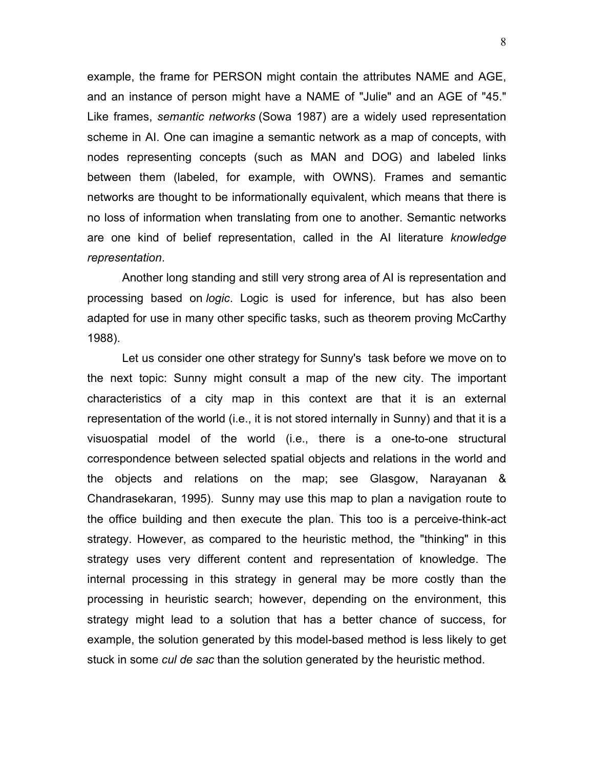example, the frame for PERSON might contain the attributes NAME and AGE, and an instance of person might have a NAME of "Julie" and an AGE of "45." Like frames, *semantic networks* (Sowa 1987) are a widely used representation scheme in AI. One can imagine a semantic network as a map of concepts, with nodes representing concepts (such as MAN and DOG) and labeled links between them (labeled, for example, with OWNS). Frames and semantic networks are thought to be informationally equivalent, which means that there is no loss of information when translating from one to another. Semantic networks are one kind of belief representation, called in the AI literature *knowledge representation*.

Another long standing and still very strong area of AI is representation and processing based on *logic*. Logic is used for inference, but has also been adapted for use in many other specific tasks, such as theorem proving McCarthy 1988).

Let us consider one other strategy for Sunny's task before we move on to the next topic: Sunny might consult a map of the new city. The important characteristics of a city map in this context are that it is an external representation of the world (i.e., it is not stored internally in Sunny) and that it is a visuospatial model of the world (i.e., there is a one-to-one structural correspondence between selected spatial objects and relations in the world and the objects and relations on the map; see Glasgow, Narayanan & Chandrasekaran, 1995). Sunny may use this map to plan a navigation route to the office building and then execute the plan. This too is a perceive-think-act strategy. However, as compared to the heuristic method, the "thinking" in this strategy uses very different content and representation of knowledge. The internal processing in this strategy in general may be more costly than the processing in heuristic search; however, depending on the environment, this strategy might lead to a solution that has a better chance of success, for example, the solution generated by this model-based method is less likely to get stuck in some *cul de sac* than the solution generated by the heuristic method.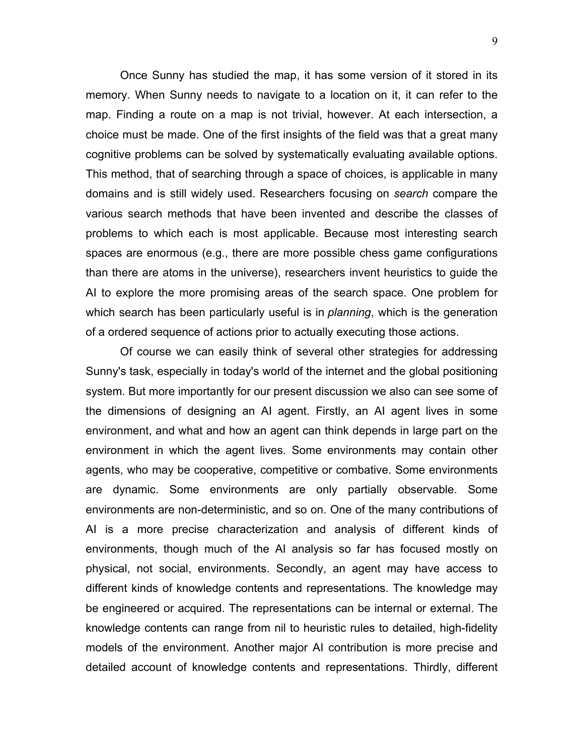Once Sunny has studied the map, it has some version of it stored in its memory. When Sunny needs to navigate to a location on it, it can refer to the map. Finding a route on a map is not trivial, however. At each intersection, a choice must be made. One of the first insights of the field was that a great many cognitive problems can be solved by systematically evaluating available options. This method, that of searching through a space of choices, is applicable in many domains and is still widely used. Researchers focusing on *search* compare the various search methods that have been invented and describe the classes of problems to which each is most applicable. Because most interesting search spaces are enormous (e.g., there are more possible chess game configurations than there are atoms in the universe), researchers invent heuristics to guide the AI to explore the more promising areas of the search space. One problem for which search has been particularly useful is in *planning*, which is the generation of a ordered sequence of actions prior to actually executing those actions.

Of course we can easily think of several other strategies for addressing Sunny's task, especially in today's world of the internet and the global positioning system. But more importantly for our present discussion we also can see some of the dimensions of designing an AI agent. Firstly, an AI agent lives in some environment, and what and how an agent can think depends in large part on the environment in which the agent lives. Some environments may contain other agents, who may be cooperative, competitive or combative. Some environments are dynamic. Some environments are only partially observable. Some environments are non-deterministic, and so on. One of the many contributions of AI is a more precise characterization and analysis of different kinds of environments, though much of the AI analysis so far has focused mostly on physical, not social, environments. Secondly, an agent may have access to different kinds of knowledge contents and representations. The knowledge may be engineered or acquired. The representations can be internal or external. The knowledge contents can range from nil to heuristic rules to detailed, high-fidelity models of the environment. Another major AI contribution is more precise and detailed account of knowledge contents and representations. Thirdly, different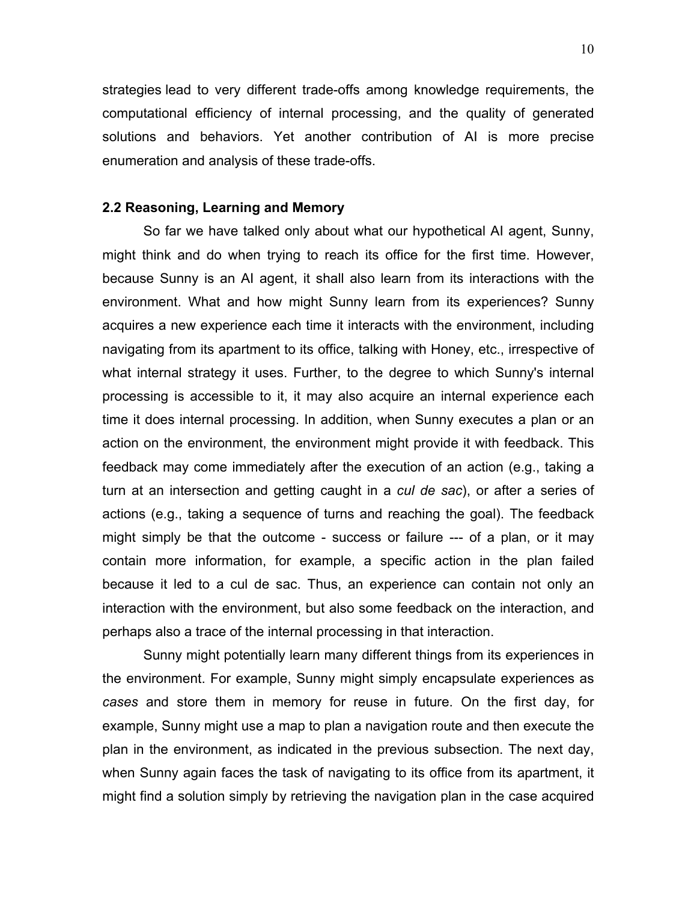strategies lead to very different trade-offs among knowledge requirements, the computational efficiency of internal processing, and the quality of generated solutions and behaviors. Yet another contribution of AI is more precise enumeration and analysis of these trade-offs.

### 2.2 Reasoning, Learning and Memory

So far we have talked only about what our hypothetical AI agent, Sunny, might think and do when trying to reach its office for the first time. However, because Sunny is an AI agent, it shall also learn from its interactions with the environment. What and how might Sunny learn from its experiences? Sunny acquires a new experience each time it interacts with the environment, including navigating from its apartment to its office, talking with Honey, etc., irrespective of what internal strategy it uses. Further, to the degree to which Sunny's internal processing is accessible to it, it may also acquire an internal experience each time it does internal processing. In addition, when Sunny executes a plan or an action on the environment, the environment might provide it with feedback. This feedback may come immediately after the execution of an action (e.g., taking a turn at an intersection and getting caught in a *cul de sac*), or after a series of actions (e.g., taking a sequence of turns and reaching the goal). The feedback might simply be that the outcome - success or failure --- of a plan, or it may contain more information, for example, a specific action in the plan failed because it led to a cul de sac. Thus, an experience can contain not only an interaction with the environment, but also some feedback on the interaction, and perhaps also a trace of the internal processing in that interaction.

Sunny might potentially learn many different things from its experiences in the environment. For example, Sunny might simply encapsulate experiences as *cases* and store them in memory for reuse in future. On the first day, for example, Sunny might use a map to plan a navigation route and then execute the plan in the environment, as indicated in the previous subsection. The next day, when Sunny again faces the task of navigating to its office from its apartment, it might find a solution simply by retrieving the navigation plan in the case acquired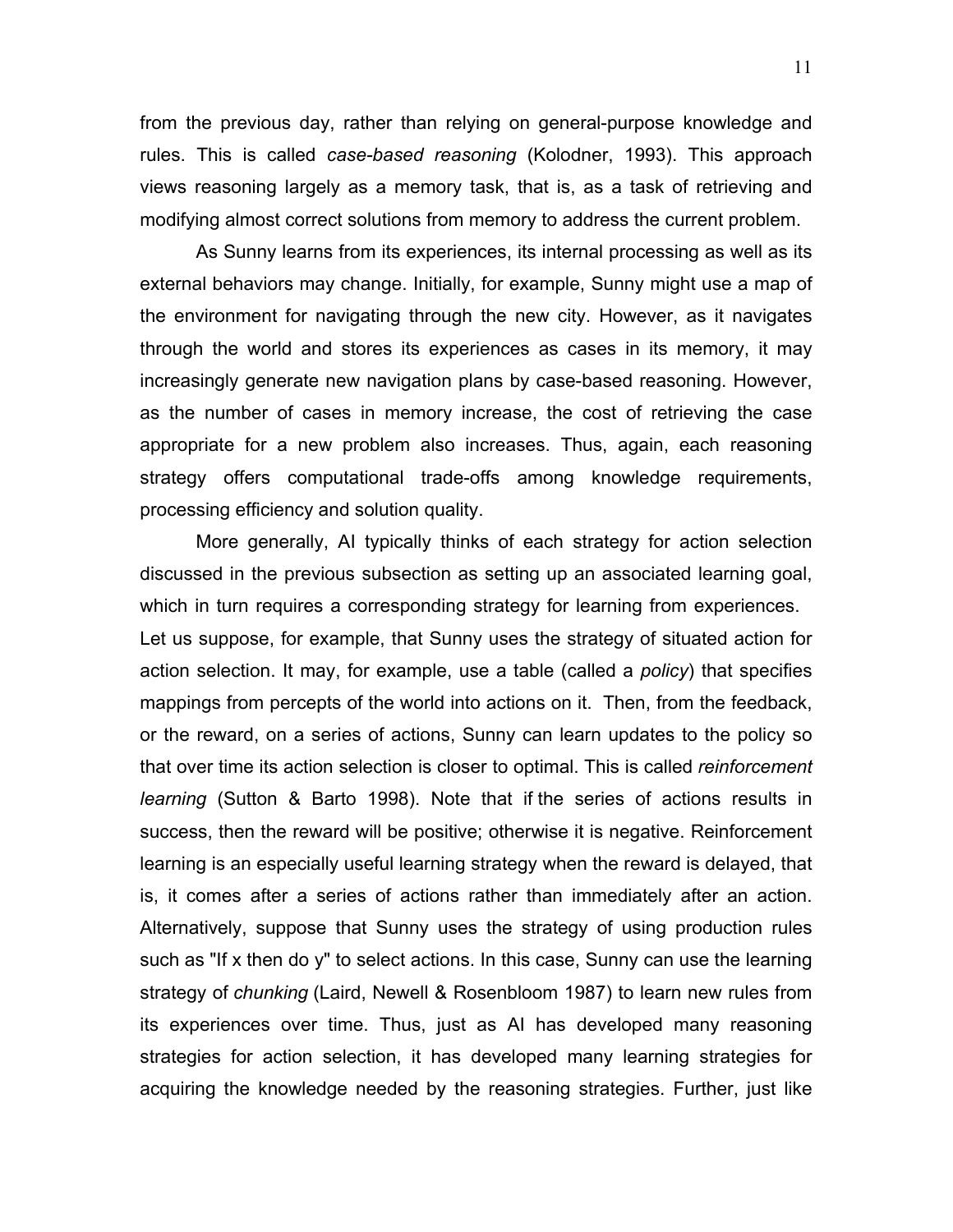from the previous day, rather than relying on general-purpose knowledge and rules. This is called *case-based reasoning* (Kolodner, 1993). This approach views reasoning largely as a memory task, that is, as a task of retrieving and modifying almost correct solutions from memory to address the current problem.

As Sunny learns from its experiences, its internal processing as well as its external behaviors may change. Initially, for example, Sunny might use a map of the environment for navigating through the new city. However, as it navigates through the world and stores its experiences as cases in its memory, it may increasingly generate new navigation plans by case-based reasoning. However, as the number of cases in memory increase, the cost of retrieving the case appropriate for a new problem also increases. Thus, again, each reasoning strategy offers computational trade-offs among knowledge requirements, processing efficiency and solution quality.

More generally, AI typically thinks of each strategy for action selection discussed in the previous subsection as setting up an associated learning goal, which in turn requires a corresponding strategy for learning from experiences. Let us suppose, for example, that Sunny uses the strategy of situated action for action selection. It may, for example, use a table (called a *policy*) that specifies mappings from percepts of the world into actions on it. Then, from the feedback, or the reward, on a series of actions, Sunny can learn updates to the policy so that over time its action selection is closer to optimal. This is called *reinforcement learning* (Sutton & Barto 1998). Note that if the series of actions results in success, then the reward will be positive; otherwise it is negative. Reinforcement learning is an especially useful learning strategy when the reward is delayed, that is, it comes after a series of actions rather than immediately after an action. Alternatively, suppose that Sunny uses the strategy of using production rules such as "If x then do y" to select actions. In this case, Sunny can use the learning strategy of *chunking* (Laird, Newell & Rosenbloom 1987) to learn new rules from its experiences over time. Thus, just as AI has developed many reasoning strategies for action selection, it has developed many learning strategies for acquiring the knowledge needed by the reasoning strategies. Further, just like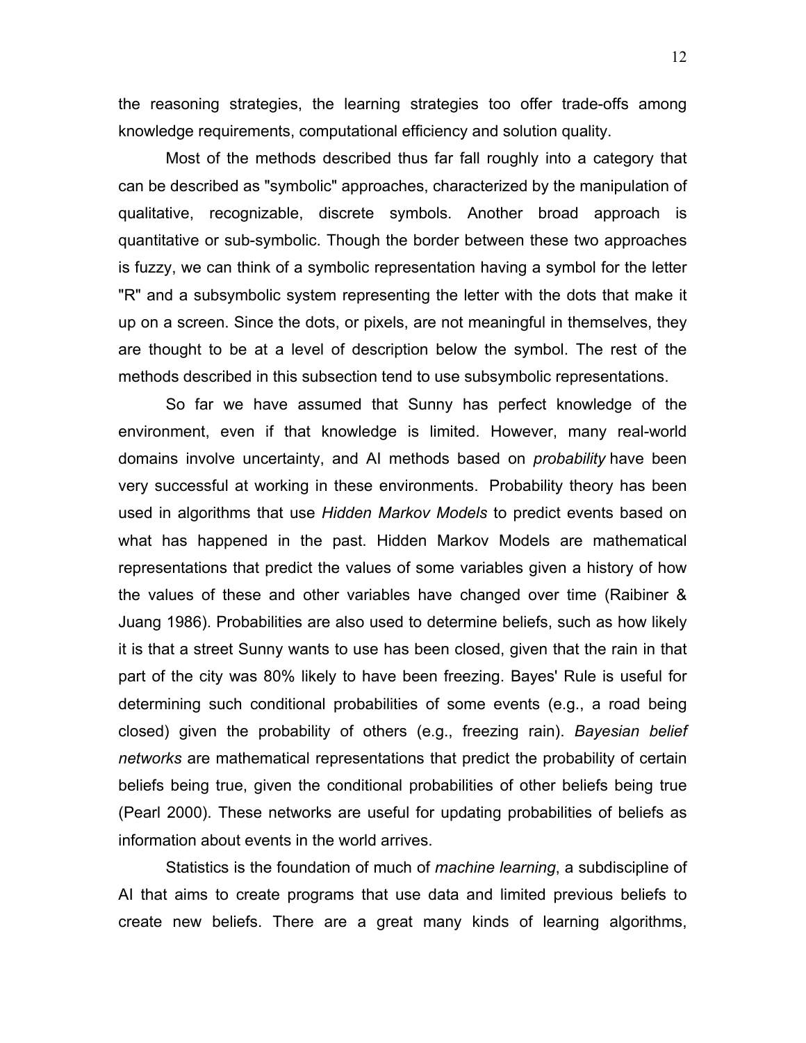the reasoning strategies, the learning strategies too offer trade-offs among knowledge requirements, computational efficiency and solution quality.

Most of the methods described thus far fall roughly into a category that can be described as "symbolic" approaches, characterized by the manipulation of qualitative, recognizable, discrete symbols. Another broad approach is quantitative or sub-symbolic. Though the border between these two approaches is fuzzy, we can think of a symbolic representation having a symbol for the letter "R" and a subsymbolic system representing the letter with the dots that make it up on a screen. Since the dots, or pixels, are not meaningful in themselves, they are thought to be at a level of description below the symbol. The rest of the methods described in this subsection tend to use subsymbolic representations.

So far we have assumed that Sunny has perfect knowledge of the environment, even if that knowledge is limited. However, many real-world domains involve uncertainty, and AI methods based on *probability* have been very successful at working in these environments. Probability theory has been used in algorithms that use *Hidden Markov Models* to predict events based on what has happened in the past. Hidden Markov Models are mathematical representations that predict the values of some variables given a history of how the values of these and other variables have changed over time (Raibiner & Juang 1986). Probabilities are also used to determine beliefs, such as how likely it is that a street Sunny wants to use has been closed, given that the rain in that part of the city was 80% likely to have been freezing. Bayes' Rule is useful for determining such conditional probabilities of some events (e.g., a road being closed) given the probability of others (e.g., freezing rain). *Bayesian belief networks* are mathematical representations that predict the probability of certain beliefs being true, given the conditional probabilities of other beliefs being true (Pearl 2000). These networks are useful for updating probabilities of beliefs as information about events in the world arrives.

Statistics is the foundation of much of *machine learning*, a subdiscipline of AI that aims to create programs that use data and limited previous beliefs to create new beliefs. There are a great many kinds of learning algorithms,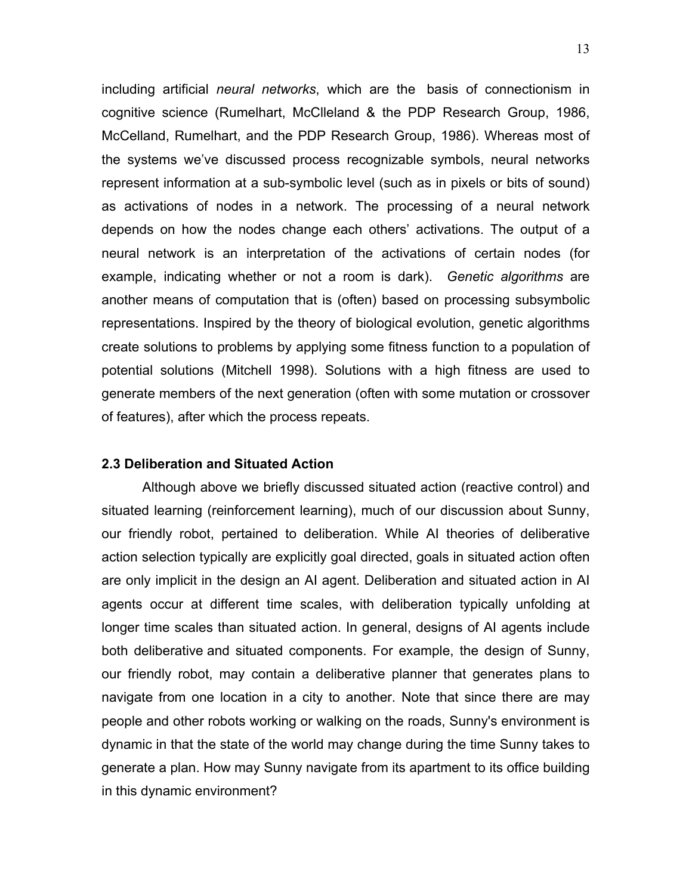including artificial *neural networks*, which are the basis of connectionism in cognitive science (Rumelhart, McClleland & the PDP Research Group, 1986, McCelland, Rumelhart, and the PDP Research Group, 1986). Whereas most of the systems we've discussed process recognizable symbols, neural networks represent information at a sub-symbolic level (such as in pixels or bits of sound) as activations of nodes in a network. The processing of a neural network depends on how the nodes change each others' activations. The output of a neural network is an interpretation of the activations of certain nodes (for example, indicating whether or not a room is dark). *Genetic algorithms* are another means of computation that is (often) based on processing subsymbolic representations. Inspired by the theory of biological evolution, genetic algorithms create solutions to problems by applying some fitness function to a population of potential solutions (Mitchell 1998). Solutions with a high fitness are used to generate members of the next generation (often with some mutation or crossover of features), after which the process repeats.

### 2.3 Deliberation and Situated Action

Although above we briefly discussed situated action (reactive control) and situated learning (reinforcement learning), much of our discussion about Sunny, our friendly robot, pertained to deliberation. While AI theories of deliberative action selection typically are explicitly goal directed, goals in situated action often are only implicit in the design an AI agent. Deliberation and situated action in AI agents occur at different time scales, with deliberation typically unfolding at longer time scales than situated action. In general, designs of AI agents include both deliberative and situated components. For example, the design of Sunny, our friendly robot, may contain a deliberative planner that generates plans to navigate from one location in a city to another. Note that since there are may people and other robots working or walking on the roads, Sunny's environment is dynamic in that the state of the world may change during the time Sunny takes to generate a plan. How may Sunny navigate from its apartment to its office building in this dynamic environment?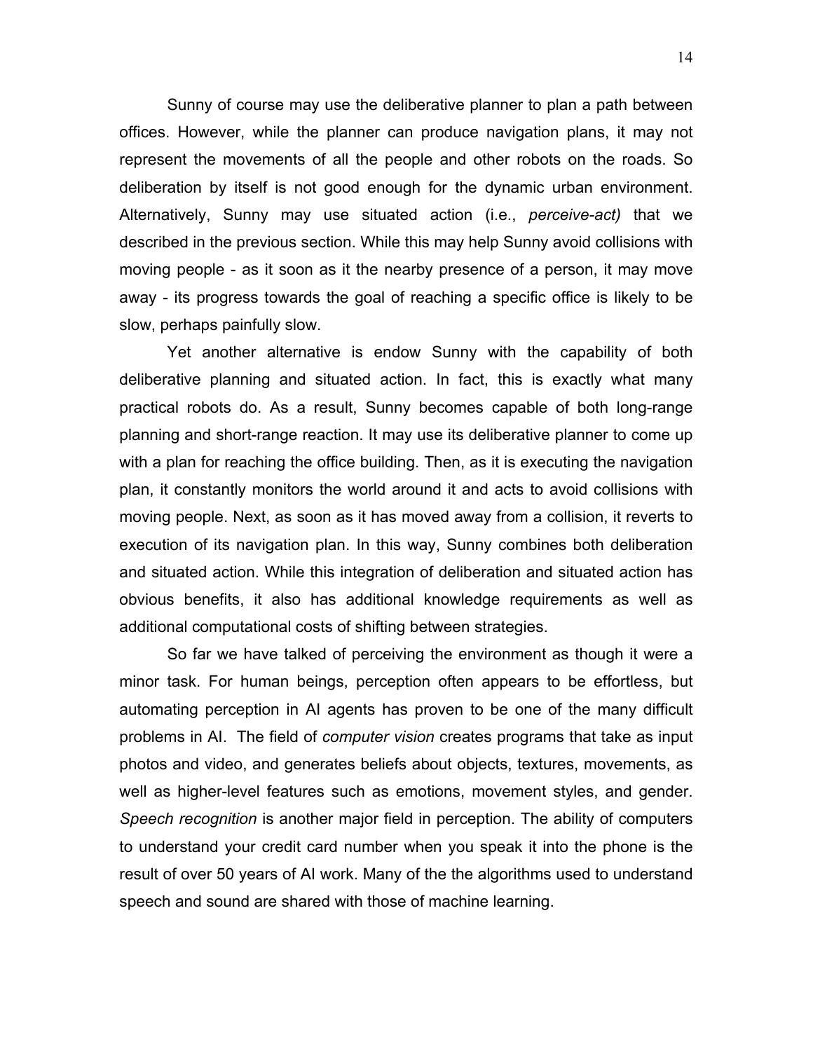Sunny of course may use the deliberative planner to plan a path between offices. However, while the planner can produce navigation plans, it may not represent the movements of all the people and other robots on the roads. So deliberation by itself is not good enough for the dynamic urban environment. Alternatively, Sunny may use situated action (i.e., *perceive-act)* that we described in the previous section. While this may help Sunny avoid collisions with moving people - as it soon as it the nearby presence of a person, it may move away - its progress towards the goal of reaching a specific office is likely to be slow, perhaps painfully slow.

Yet another alternative is endow Sunny with the capability of both deliberative planning and situated action. In fact, this is exactly what many practical robots do. As a result, Sunny becomes capable of both long-range planning and short-range reaction. It may use its deliberative planner to come up with a plan for reaching the office building. Then, as it is executing the navigation plan, it constantly monitors the world around it and acts to avoid collisions with moving people. Next, as soon as it has moved away from a collision, it reverts to execution of its navigation plan. In this way, Sunny combines both deliberation and situated action. While this integration of deliberation and situated action has obvious benefits, it also has additional knowledge requirements as well as additional computational costs of shifting between strategies.

So far we have talked of perceiving the environment as though it were a minor task. For human beings, perception often appears to be effortless, but automating perception in AI agents has proven to be one of the many difficult problems in AI. The field of *computer vision* creates programs that take as input photos and video, and generates beliefs about objects, textures, movements, as well as higher-level features such as emotions, movement styles, and gender. *Speech recognition* is another major field in perception. The ability of computers to understand your credit card number when you speak it into the phone is the result of over 50 years of AI work. Many of the the algorithms used to understand speech and sound are shared with those of machine learning.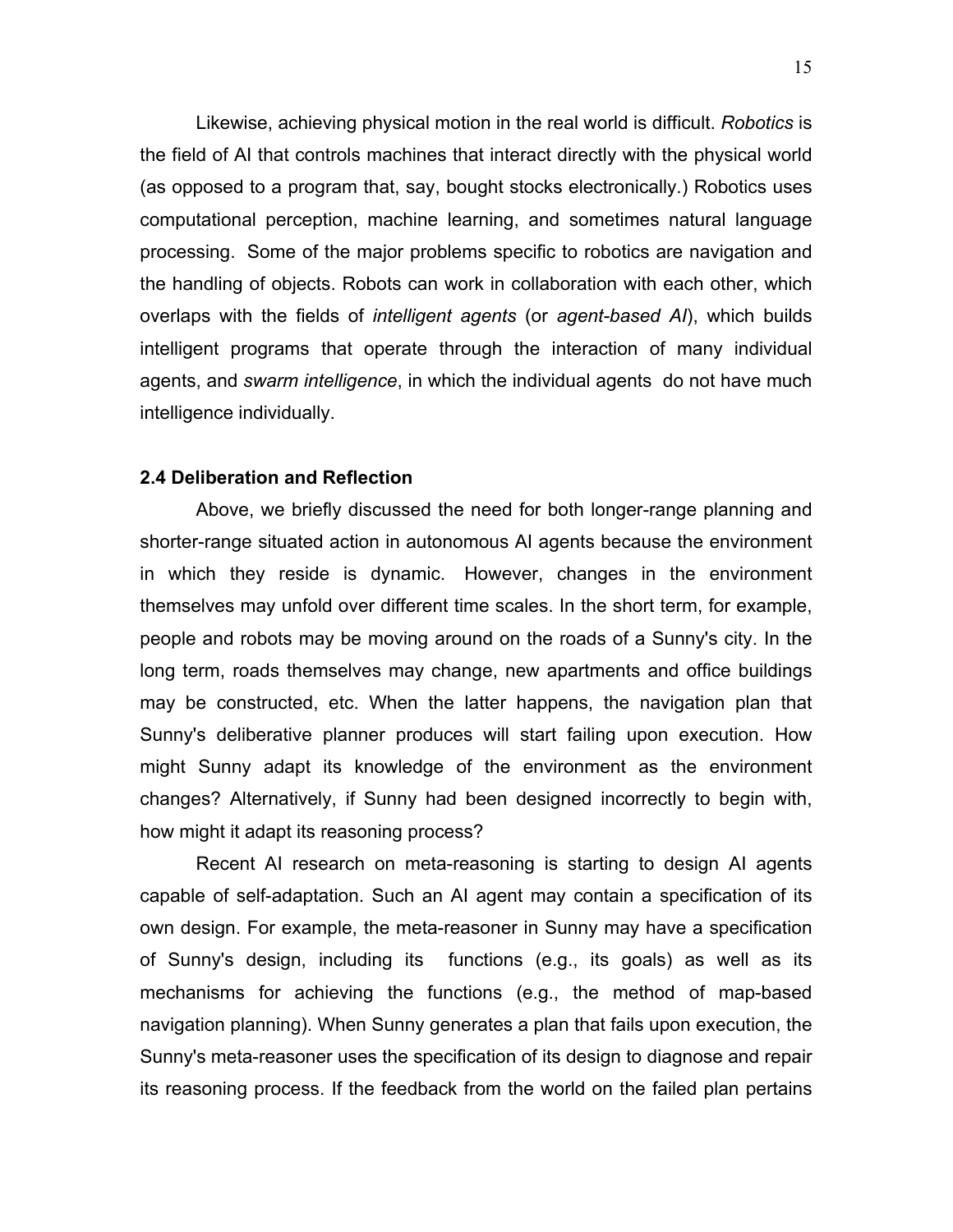Likewise, achieving physical motion in the real world is difficult. *Robotics* is the field of AI that controls machines that interact directly with the physical world (as opposed to a program that, say, bought stocks electronically.) Robotics uses computational perception, machine learning, and sometimes natural language processing. Some of the major problems specific to robotics are navigation and the handling of objects. Robots can work in collaboration with each other, which overlaps with the fields of *intelligent agents* (or *agent-based AI*), which builds intelligent programs that operate through the interaction of many individual agents, and *swarm intelligence*, in which the individual agents do not have much intelligence individually.

### 2.4 Deliberation and Reflection

Above, we briefly discussed the need for both longer-range planning and shorter-range situated action in autonomous AI agents because the environment in which they reside is dynamic. However, changes in the environment themselves may unfold over different time scales. In the short term, for example, people and robots may be moving around on the roads of a Sunny's city. In the long term, roads themselves may change, new apartments and office buildings may be constructed, etc. When the latter happens, the navigation plan that Sunny's deliberative planner produces will start failing upon execution. How might Sunny adapt its knowledge of the environment as the environment changes? Alternatively, if Sunny had been designed incorrectly to begin with, how might it adapt its reasoning process?

Recent AI research on meta-reasoning is starting to design AI agents capable of self-adaptation. Such an AI agent may contain a specification of its own design. For example, the meta-reasoner in Sunny may have a specification of Sunny's design, including its functions (e.g., its goals) as well as its mechanisms for achieving the functions (e.g., the method of map-based navigation planning). When Sunny generates a plan that fails upon execution, the Sunny's meta-reasoner uses the specification of its design to diagnose and repair its reasoning process. If the feedback from the world on the failed plan pertains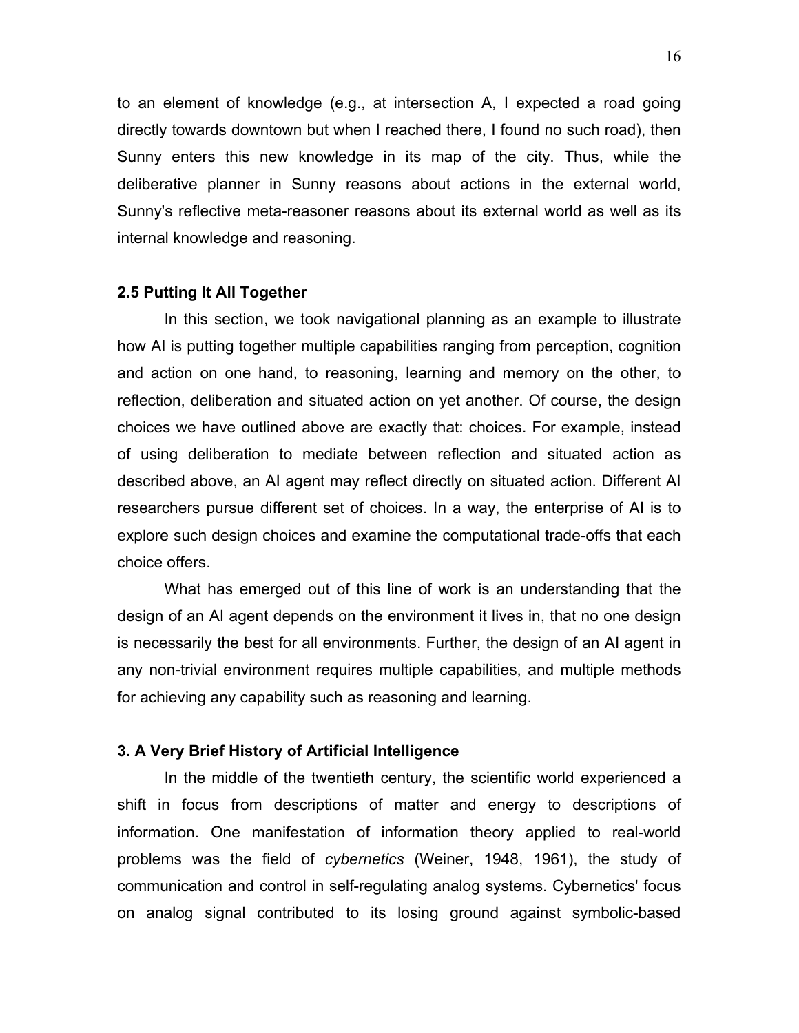to an element of knowledge (e.g., at intersection A, I expected a road going directly towards downtown but when I reached there, I found no such road), then Sunny enters this new knowledge in its map of the city. Thus, while the deliberative planner in Sunny reasons about actions in the external world, Sunny's reflective meta-reasoner reasons about its external world as well as its internal knowledge and reasoning.

### 2.5 Putting It All Together

In this section, we took navigational planning as an example to illustrate how AI is putting together multiple capabilities ranging from perception, cognition and action on one hand, to reasoning, learning and memory on the other, to reflection, deliberation and situated action on yet another. Of course, the design choices we have outlined above are exactly that: choices. For example, instead of using deliberation to mediate between reflection and situated action as described above, an AI agent may reflect directly on situated action. Different AI researchers pursue different set of choices. In a way, the enterprise of AI is to explore such design choices and examine the computational trade-offs that each choice offers.

What has emerged out of this line of work is an understanding that the design of an AI agent depends on the environment it lives in, that no one design is necessarily the best for all environments. Further, the design of an AI agent in any non-trivial environment requires multiple capabilities, and multiple methods for achieving any capability such as reasoning and learning.

## 3. A Very Brief History of Artificial Intelligence

In the middle of the twentieth century, the scientific world experienced a shift in focus from descriptions of matter and energy to descriptions of information. One manifestation of information theory applied to real-world problems was the field of *cybernetics* (Weiner, 1948, 1961), the study of communication and control in self-regulating analog systems. Cybernetics' focus on analog signal contributed to its losing ground against symbolic-based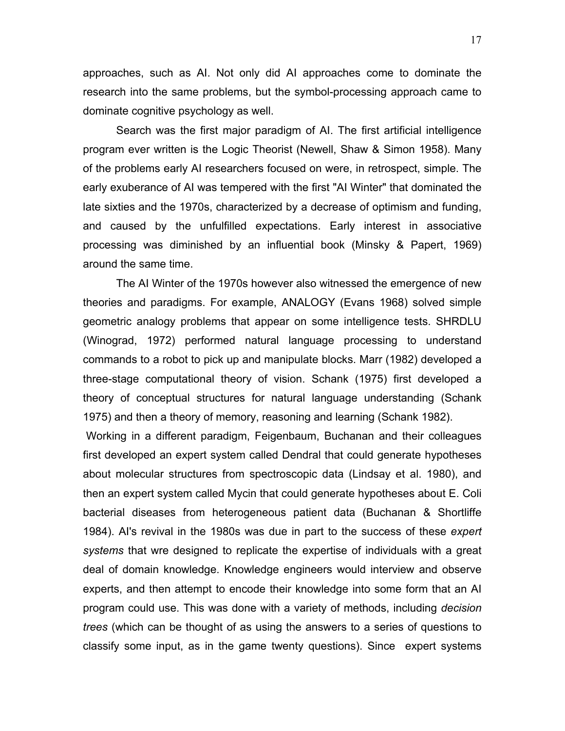approaches, such as AI. Not only did AI approaches come to dominate the research into the same problems, but the symbol-processing approach came to dominate cognitive psychology as well.

Search was the first major paradigm of AI. The first artificial intelligence program ever written is the Logic Theorist (Newell, Shaw & Simon 1958). Many of the problems early AI researchers focused on were, in retrospect, simple. The early exuberance of AI was tempered with the first "AI Winter" that dominated the late sixties and the 1970s, characterized by a decrease of optimism and funding, and caused by the unfulfilled expectations. Early interest in associative processing was diminished by an influential book (Minsky & Papert, 1969) around the same time.

The AI Winter of the 1970s however also witnessed the emergence of new theories and paradigms. For example, ANALOGY (Evans 1968) solved simple geometric analogy problems that appear on some intelligence tests. SHRDLU (Winograd, 1972) performed natural language processing to understand commands to a robot to pick up and manipulate blocks. Marr (1982) developed a three-stage computational theory of vision. Schank (1975) first developed a theory of conceptual structures for natural language understanding (Schank 1975) and then a theory of memory, reasoning and learning (Schank 1982).

Working in a different paradigm, Feigenbaum, Buchanan and their colleagues first developed an expert system called Dendral that could generate hypotheses about molecular structures from spectroscopic data (Lindsay et al. 1980), and then an expert system called Mycin that could generate hypotheses about E. Coli bacterial diseases from heterogeneous patient data (Buchanan & Shortliffe 1984). AI's revival in the 1980s was due in part to the success of these *expert systems* that wre designed to replicate the expertise of individuals with a great deal of domain knowledge. Knowledge engineers would interview and observe experts, and then attempt to encode their knowledge into some form that an AI program could use. This was done with a variety of methods, including *decision trees* (which can be thought of as using the answers to a series of questions to classify some input, as in the game twenty questions). Since expert systems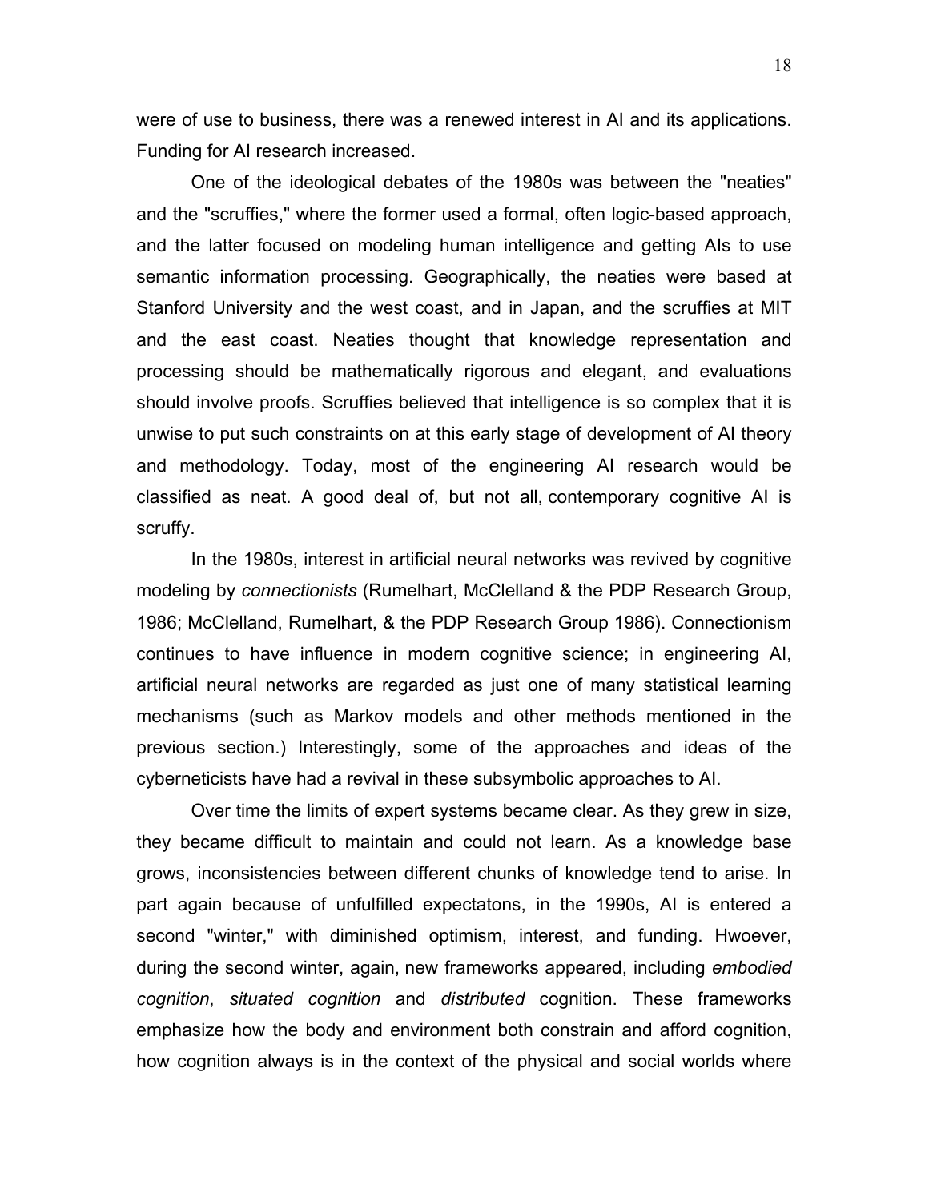were of use to business, there was a renewed interest in AI and its applications. Funding for AI research increased.

One of the ideological debates of the 1980s was between the "neaties" and the "scruffies," where the former used a formal, often logic-based approach, and the latter focused on modeling human intelligence and getting AIs to use semantic information processing. Geographically, the neaties were based at Stanford University and the west coast, and in Japan, and the scruffies at MIT and the east coast. Neaties thought that knowledge representation and processing should be mathematically rigorous and elegant, and evaluations should involve proofs. Scruffies believed that intelligence is so complex that it is unwise to put such constraints on at this early stage of development of AI theory and methodology. Today, most of the engineering AI research would be classified as neat. A good deal of, but not all, contemporary cognitive AI is scruffy.

In the 1980s, interest in artificial neural networks was revived by cognitive modeling by *connectionists* (Rumelhart, McClelland & the PDP Research Group, 1986; McClelland, Rumelhart, & the PDP Research Group 1986). Connectionism continues to have influence in modern cognitive science; in engineering AI, artificial neural networks are regarded as just one of many statistical learning mechanisms (such as Markov models and other methods mentioned in the previous section.) Interestingly, some of the approaches and ideas of the cyberneticists have had a revival in these subsymbolic approaches to AI.

Over time the limits of expert systems became clear. As they grew in size, they became difficult to maintain and could not learn. As a knowledge base grows, inconsistencies between different chunks of knowledge tend to arise. In part again because of unfulfilled expectatons, in the 1990s, AI is entered a second "winter," with diminished optimism, interest, and funding. Hwoever, during the second winter, again, new frameworks appeared, including *embodied cognition*, *situated cognition* and *distributed* cognition. These frameworks emphasize how the body and environment both constrain and afford cognition, how cognition always is in the context of the physical and social worlds where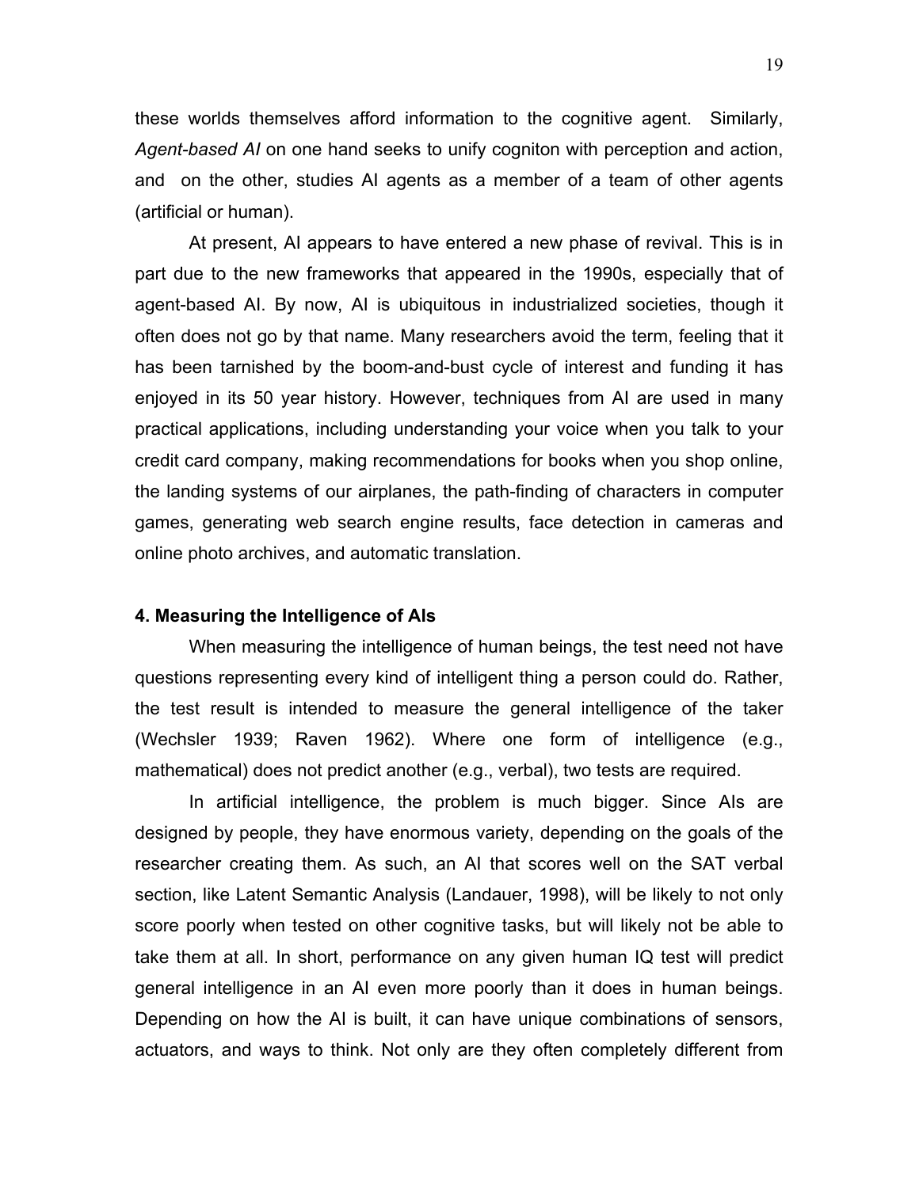these worlds themselves afford information to the cognitive agent. Similarly, *Agent-based AI* on one hand seeks to unify cogniton with perception and action, and on the other, studies AI agents as a member of a team of other agents (artificial or human).

At present, AI appears to have entered a new phase of revival. This is in part due to the new frameworks that appeared in the 1990s, especially that of agent-based AI. By now, AI is ubiquitous in industrialized societies, though it often does not go by that name. Many researchers avoid the term, feeling that it has been tarnished by the boom-and-bust cycle of interest and funding it has enjoyed in its 50 year history. However, techniques from AI are used in many practical applications, including understanding your voice when you talk to your credit card company, making recommendations for books when you shop online, the landing systems of our airplanes, the path-finding of characters in computer games, generating web search engine results, face detection in cameras and online photo archives, and automatic translation.

## 4. Measuring the Intelligence of AIs

When measuring the intelligence of human beings, the test need not have questions representing every kind of intelligent thing a person could do. Rather, the test result is intended to measure the general intelligence of the taker (Wechsler 1939; Raven 1962). Where one form of intelligence (e.g., mathematical) does not predict another (e.g., verbal), two tests are required.

In artificial intelligence, the problem is much bigger. Since AIs are designed by people, they have enormous variety, depending on the goals of the researcher creating them. As such, an AI that scores well on the SAT verbal section, like Latent Semantic Analysis (Landauer, 1998), will be likely to not only score poorly when tested on other cognitive tasks, but will likely not be able to take them at all. In short, performance on any given human IQ test will predict general intelligence in an AI even more poorly than it does in human beings. Depending on how the AI is built, it can have unique combinations of sensors, actuators, and ways to think. Not only are they often completely different from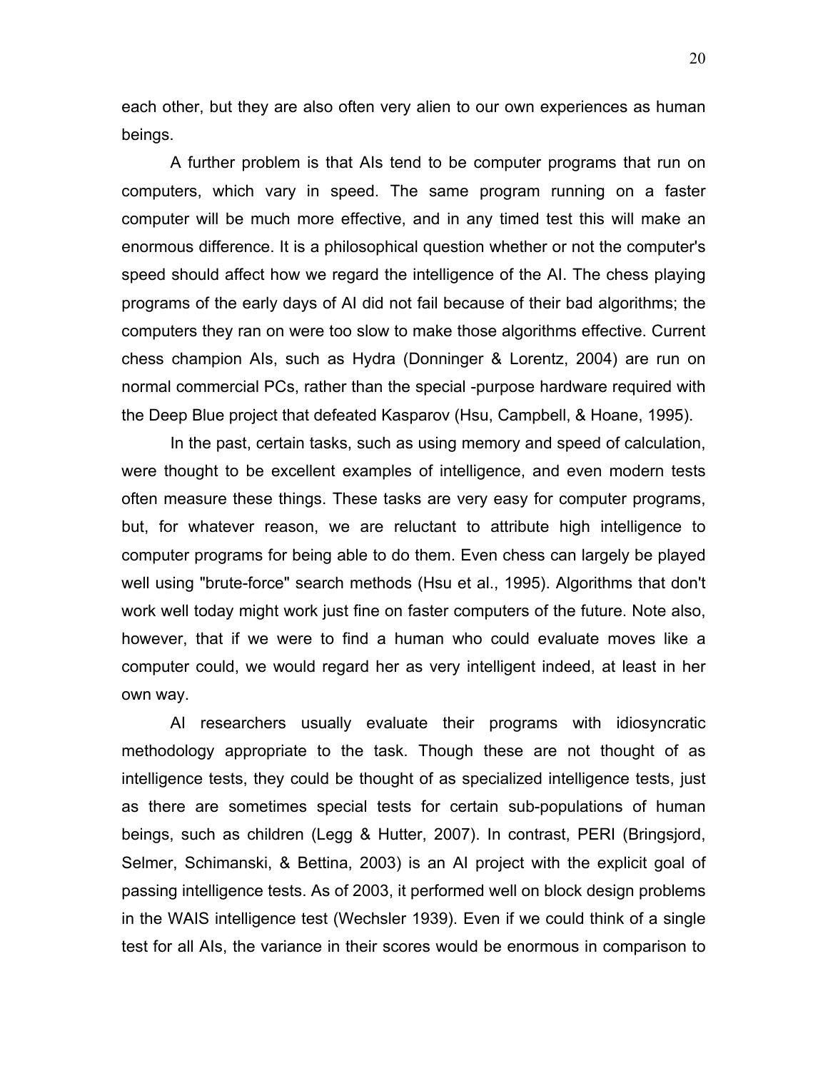each other, but they are also often very alien to our own experiences as human beings.

A further problem is that AIs tend to be computer programs that run on computers, which vary in speed. The same program running on a faster computer will be much more effective, and in any timed test this will make an enormous difference. It is a philosophical question whether or not the computer's speed should affect how we regard the intelligence of the AI. The chess playing programs of the early days of AI did not fail because of their bad algorithms; the computers they ran on were too slow to make those algorithms effective. Current chess champion AIs, such as Hydra (Donninger & Lorentz, 2004) are run on normal commercial PCs, rather than the special -purpose hardware required with the Deep Blue project that defeated Kasparov (Hsu, Campbell, & Hoane, 1995).

In the past, certain tasks, such as using memory and speed of calculation, were thought to be excellent examples of intelligence, and even modern tests often measure these things. These tasks are very easy for computer programs, but, for whatever reason, we are reluctant to attribute high intelligence to computer programs for being able to do them. Even chess can largely be played well using "brute-force" search methods (Hsu et al., 1995). Algorithms that don't work well today might work just fine on faster computers of the future. Note also, however, that if we were to find a human who could evaluate moves like a computer could, we would regard her as very intelligent indeed, at least in her own way.

AI researchers usually evaluate their programs with idiosyncratic methodology appropriate to the task. Though these are not thought of as intelligence tests, they could be thought of as specialized intelligence tests, just as there are sometimes special tests for certain sub-populations of human beings, such as children (Legg & Hutter, 2007). In contrast, PERI (Bringsjord, Selmer, Schimanski, & Bettina, 2003) is an AI project with the explicit goal of passing intelligence tests. As of 2003, it performed well on block design problems in the WAIS intelligence test (Wechsler 1939). Even if we could think of a single test for all AIs, the variance in their scores would be enormous in comparison to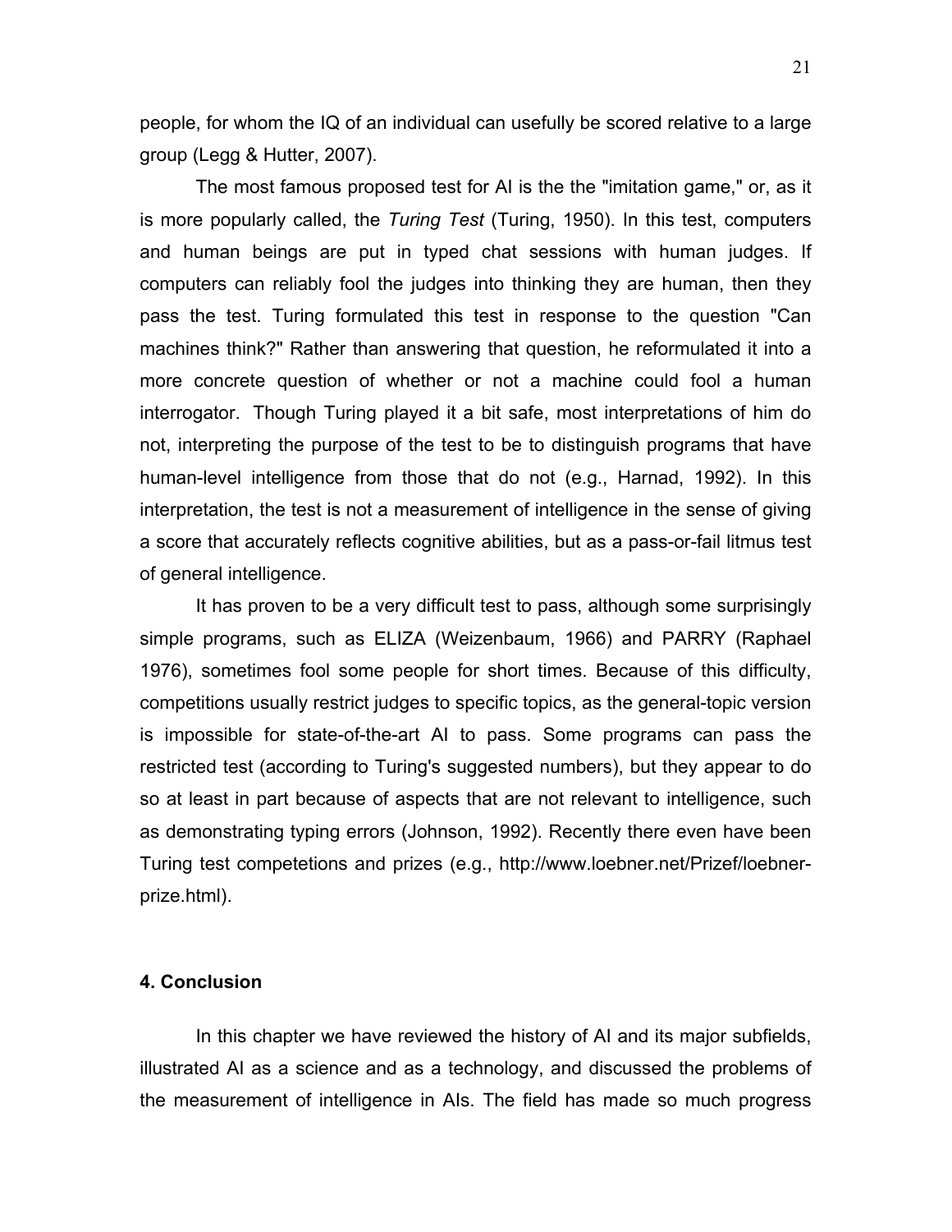people, for whom the IQ of an individual can usefully be scored relative to a large group (Legg & Hutter, 2007).

The most famous proposed test for AI is the the "imitation game," or, as it is more popularly called, the *Turing Test* (Turing, 1950). In this test, computers and human beings are put in typed chat sessions with human judges. If computers can reliably fool the judges into thinking they are human, then they pass the test. Turing formulated this test in response to the question "Can machines think?" Rather than answering that question, he reformulated it into a more concrete question of whether or not a machine could fool a human interrogator. Though Turing played it a bit safe, most interpretations of him do not, interpreting the purpose of the test to be to distinguish programs that have human-level intelligence from those that do not (e.g., Harnad, 1992). In this interpretation, the test is not a measurement of intelligence in the sense of giving a score that accurately reflects cognitive abilities, but as a pass-or-fail litmus test of general intelligence.

It has proven to be a very difficult test to pass, although some surprisingly simple programs, such as ELIZA (Weizenbaum, 1966) and PARRY (Raphael 1976), sometimes fool some people for short times. Because of this difficulty, competitions usually restrict judges to specific topics, as the general-topic version is impossible for state-of-the-art AI to pass. Some programs can pass the restricted test (according to Turing's suggested numbers), but they appear to do so at least in part because of aspects that are not relevant to intelligence, such as demonstrating typing errors (Johnson, 1992). Recently there even have been Turing test competetions and prizes (e.g., http://www.loebner.net/Prizef/loebner-prize.html).

## 4. Conclusion

In this chapter we have reviewed the history of AI and its major subfields, illustrated AI as a science and as a technology, and discussed the problems of the measurement of intelligence in AIs. The field has made so much progress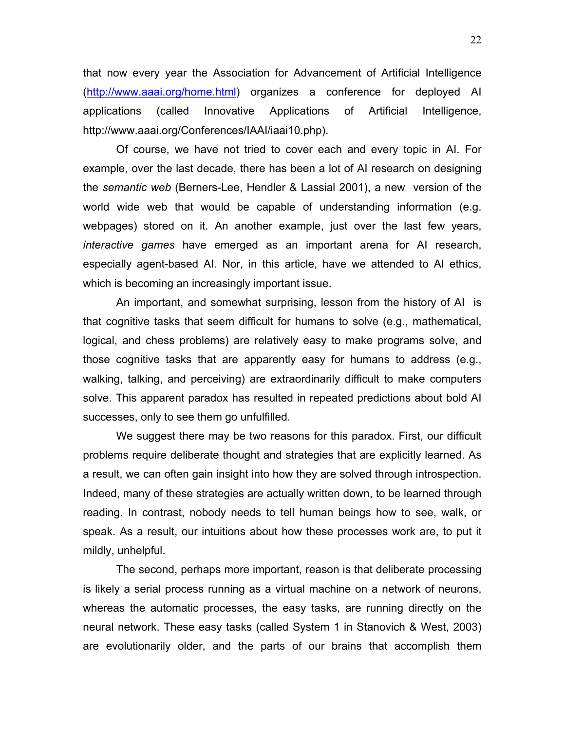that now every year the Association for Advancement of Artificial Intelligence (http://www.aaai.org/home.html) organizes a conference for deployed AI applications (called Innovative Applications of Artificial Intelligence, http://www.aaai.org/Conferences/IAAI/iaai10.php).

Of course, we have not tried to cover each and every topic in AI. For example, over the last decade, there has been a lot of AI research on designing the *semantic web* (Berners-Lee, Hendler & Lassial 2001), a new version of the world wide web that would be capable of understanding information (e.g. webpages) stored on it. An another example, just over the last few years, *interactive games* have emerged as an important arena for AI research, especially agent-based AI. Nor, in this article, have we attended to AI ethics, which is becoming an increasingly important issue.

An important, and somewhat surprising, lesson from the history of AI is that cognitive tasks that seem difficult for humans to solve (e.g., mathematical, logical, and chess problems) are relatively easy to make programs solve, and those cognitive tasks that are apparently easy for humans to address (e.g., walking, talking, and perceiving) are extraordinarily difficult to make computers solve. This apparent paradox has resulted in repeated predictions about bold AI successes, only to see them go unfulfilled.

We suggest there may be two reasons for this paradox. First, our difficult problems require deliberate thought and strategies that are explicitly learned. As a result, we can often gain insight into how they are solved through introspection. Indeed, many of these strategies are actually written down, to be learned through reading. In contrast, nobody needs to tell human beings how to see, walk, or speak. As a result, our intuitions about how these processes work are, to put it mildly, unhelpful.

The second, perhaps more important, reason is that deliberate processing is likely a serial process running as a virtual machine on a network of neurons, whereas the automatic processes, the easy tasks, are running directly on the neural network. These easy tasks (called System 1 in Stanovich & West, 2003) are evolutionarily older, and the parts of our brains that accomplish them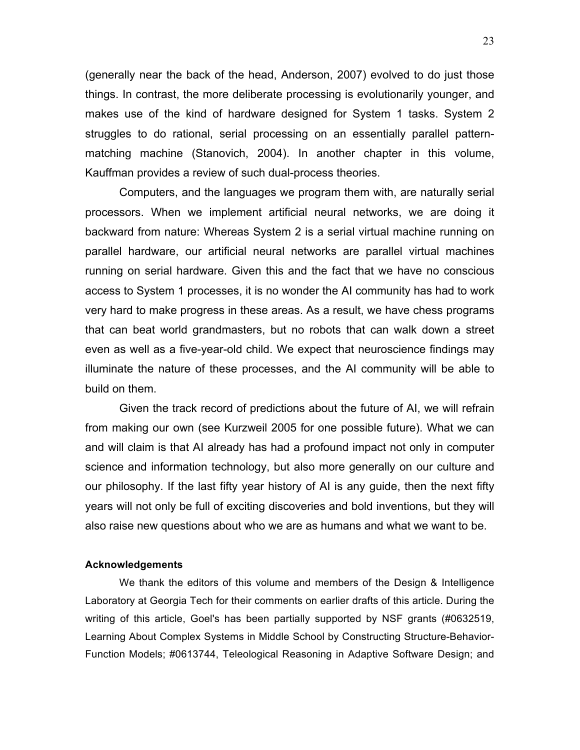(generally near the back of the head, Anderson, 2007) evolved to do just those things. In contrast, the more deliberate processing is evolutionarily younger, and makes use of the kind of hardware designed for System 1 tasks. System 2 struggles to do rational, serial processing on an essentially parallel pattern-matching machine (Stanovich, 2004). In another chapter in this volume, Kauffman provides a review of such dual-process theories.

Computers, and the languages we program them with, are naturally serial processors. When we implement artificial neural networks, we are doing it backward from nature: Whereas System 2 is a serial virtual machine running on parallel hardware, our artificial neural networks are parallel virtual machines running on serial hardware. Given this and the fact that we have no conscious access to System 1 processes, it is no wonder the AI community has had to work very hard to make progress in these areas. As a result, we have chess programs that can beat world grandmasters, but no robots that can walk down a street even as well as a five-year-old child. We expect that neuroscience findings may illuminate the nature of these processes, and the AI community will be able to build on them.

Given the track record of predictions about the future of AI, we will refrain from making our own (see Kurzweil 2005 for one possible future). What we can and will claim is that AI already has had a profound impact not only in computer science and information technology, but also more generally on our culture and our philosophy. If the last fifty year history of AI is any guide, then the next fifty years will not only be full of exciting discoveries and bold inventions, but they will also raise new questions about who we are as humans and what we want to be.

**Acknowledgements**

We thank the editors of this volume and members of the Design & Intelligence Laboratory at Georgia Tech for their comments on earlier drafts of this article. During the writing of this article, Goel's has been partially supported by NSF grants (#0632519, Learning About Complex Systems in Middle School by Constructing Structure-Behavior-Function Models; #0613744, Teleological Reasoning in Adaptive Software Design; and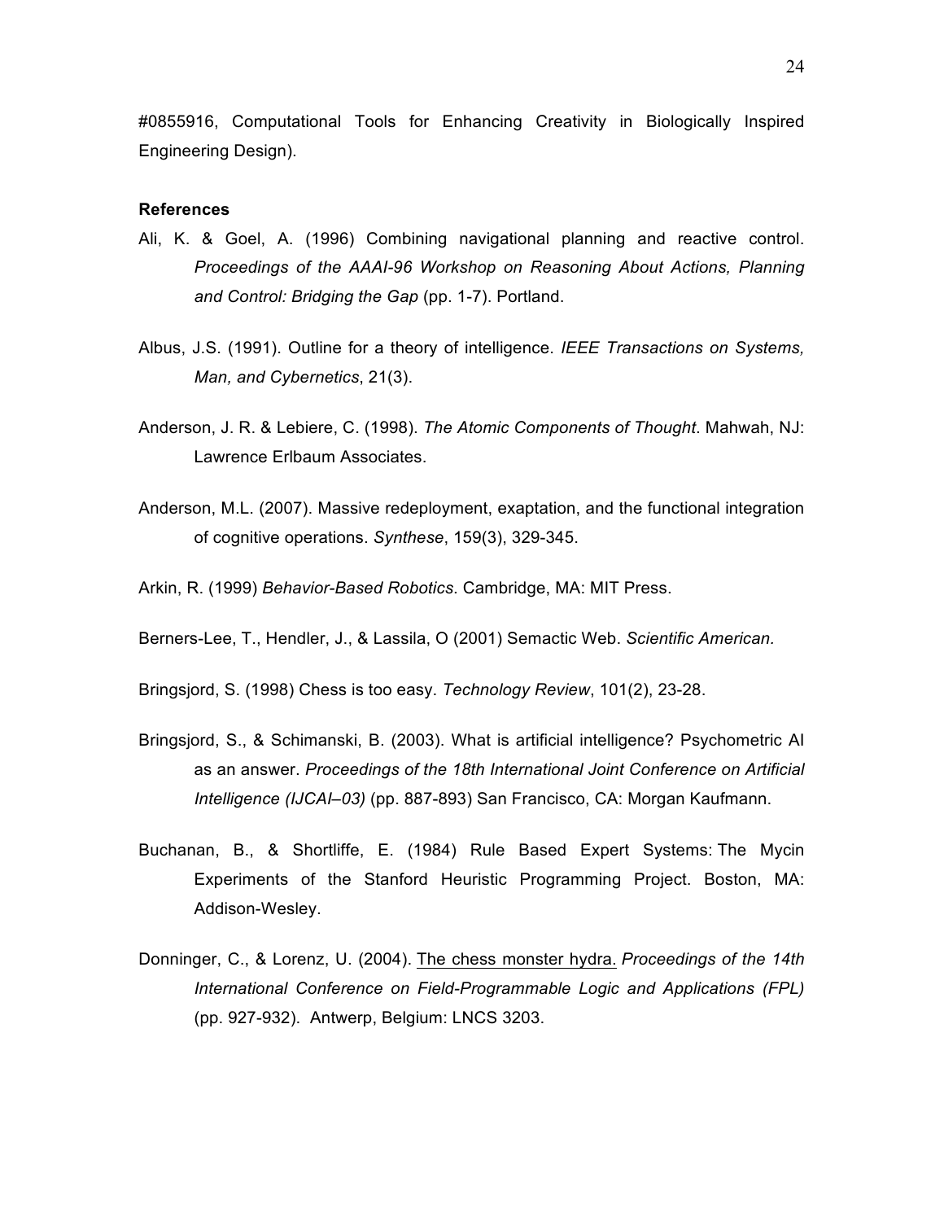#0855916, Computational Tools for Enhancing Creativity in Biologically Inspired Engineering Design).

**References**

Ali, K. & Goel, A. (1996) Combining navigational planning and reactive control. *Proceedings of the AAAI-96 Workshop on Reasoning About Actions, Planning and Control: Bridging the Gap* (pp. 1-7). Portland.

Albus, J.S. (1991). Outline for a theory of intelligence. *IEEE Transactions on Systems, Man, and Cybernetics*, 21(3).

Anderson, J. R. & Lebiere, C. (1998). *The Atomic Components of Thought*. Mahwah, NJ: Lawrence Erlbaum Associates.

Anderson, M.L. (2007). Massive redeployment, exaptation, and the functional integration of cognitive operations. *Synthese*, 159(3), 329-345.

Arkin, R. (1999) *Behavior-Based Robotics*. Cambridge, MA: MIT Press.

Berners-Lee, T., Hendler, J., & Lassila, O (2001) Semactic Web. *Scientific American*.

Bringsjord, S. (1998) Chess is too easy. *Technology Review*, 101(2), 23-28.

Bringsjord, S., & Schimanski, B. (2003). What is artificial intelligence? Psychometric AI as an answer. *Proceedings of the 18th International Joint Conference on Artificial Intelligence (IJCAI–03)* (pp. 887-893) San Francisco, CA: Morgan Kaufmann.

Buchanan, B., & Shortliffe, E. (1984) Rule Based Expert Systems: The Mycin Experiments of the Stanford Heuristic Programming Project. Boston, MA: Addison-Wesley.

Donninger, C., & Lorenz, U. (2004). The chess monster hydra. *Proceedings of the 14th International Conference on Field-Programmable Logic and Applications (FPL)* (pp. 927-932). Antwerp, Belgium: LNCS 3203.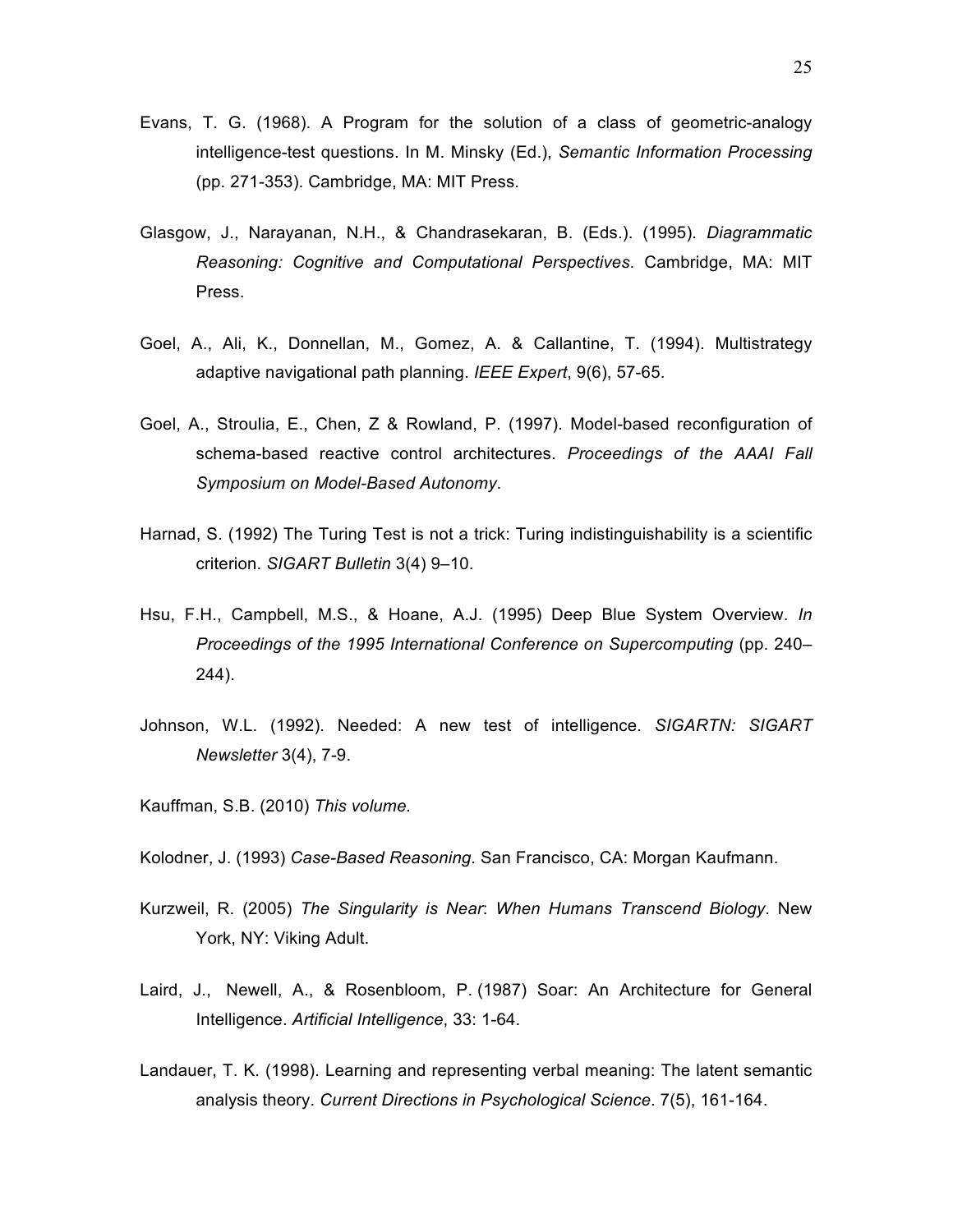Evans, T. G. (1968). A Program for the solution of a class of geometric-analogy intelligence-test questions. In M. Minsky (Ed.), *Semantic Information Processing* (pp. 271-353). Cambridge, MA: MIT Press.

Glasgow, J., Narayanan, N.H., & Chandrasekaran, B. (Eds.). (1995). *Diagrammatic Reasoning: Cognitive and Computational Perspectives*. Cambridge, MA: MIT Press.

Goel, A., Ali, K., Donnellan, M., Gomez, A. & Callantine, T. (1994). Multistrategy adaptive navigational path planning. *IEEE Expert*, 9(6), 57-65.

Goel, A., Stroulia, E., Chen, Z & Rowland, P. (1997). Model-based reconfiguration of schema-based reactive control architectures. *Proceedings of the AAAI Fall Symposium on Model-Based Autonomy*.

Harnad, S. (1992) The Turing Test is not a trick: Turing indistinguishability is a scientific criterion. *SIGART Bulletin* 3(4) 9–10.

Hsu, F.H., Campbell, M.S., & Hoane, A.J. (1995) Deep Blue System Overview. *In Proceedings of the 1995 International Conference on Supercomputing* (pp. 240–244).

Johnson, W.L. (1992). Needed: A new test of intelligence. *SIGARTN: SIGART Newsletter* 3(4), 7-9.

Kauffman, S.B. (2010) *This volume.*

Kolodner, J. (1993) *Case-Based Reasoning*. San Francisco, CA: Morgan Kaufmann.

Kurzweil, R. (2005) *The Singularity is Near*: *When Humans Transcend Biology*. New York, NY: Viking Adult.

Laird, J., Newell, A., & Rosenbloom, P. (1987) Soar: An Architecture for General Intelligence. *Artificial Intelligence*, 33: 1-64.

Landauer, T. K. (1998). Learning and representing verbal meaning: The latent semantic analysis theory. *Current Directions in Psychological Science*. 7(5), 161-164.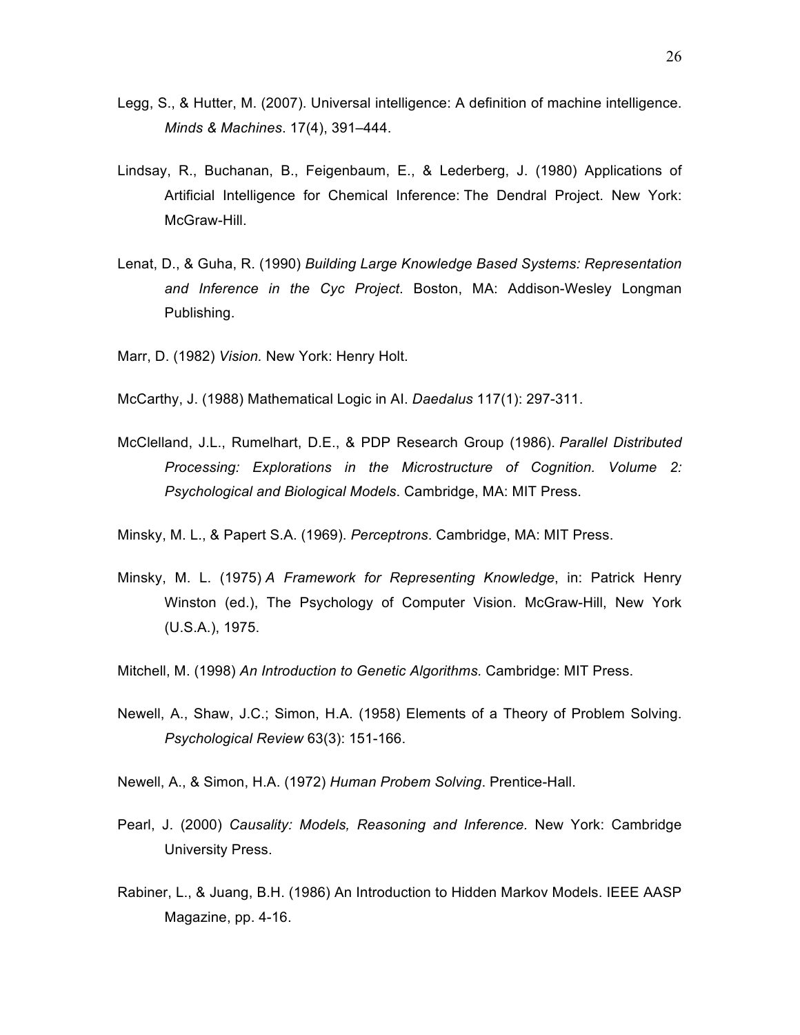Legg, S., & Hutter, M. (2007). Universal intelligence: A definition of machine intelligence. *Minds & Machines*. 17(4), 391–444.

Lindsay, R., Buchanan, B., Feigenbaum, E., & Lederberg, J. (1980) Applications of Artificial Intelligence for Chemical Inference: The Dendral Project. New York: McGraw-Hill.

Lenat, D., & Guha, R. (1990) *Building Large Knowledge Based Systems: Representation and Inference in the Cyc Project*. Boston, MA: Addison-Wesley Longman Publishing.

Marr, D. (1982) *Vision.* New York: Henry Holt.

McCarthy, J. (1988) Mathematical Logic in AI. *Daedalus* 117(1): 297-311.

McClelland, J.L., Rumelhart, D.E., & PDP Research Group (1986). *Parallel Distributed Processing: Explorations in the Microstructure of Cognition. Volume 2: Psychological and Biological Models*. Cambridge, MA: MIT Press.

Minsky, M. L., & Papert S.A. (1969). *Perceptrons*. Cambridge, MA: MIT Press.

Minsky, M. L. (1975) *A Framework for Representing Knowledge*, in: Patrick Henry Winston (ed.), The Psychology of Computer Vision. McGraw-Hill, New York (U.S.A.), 1975.

Mitchell, M. (1998) *An Introduction to Genetic Algorithms.* Cambridge: MIT Press.

Newell, A., Shaw, J.C.; Simon, H.A. (1958) Elements of a Theory of Problem Solving. *Psychological Review* 63(3): 151-166.

Newell, A., & Simon, H.A. (1972) *Human Probem Solving*. Prentice-Hall.

Pearl, J. (2000) *Causality: Models, Reasoning and Inference.* New York: Cambridge University Press.

Rabiner, L., & Juang, B.H. (1986) An Introduction to Hidden Markov Models. IEEE AASP Magazine, pp. 4-16.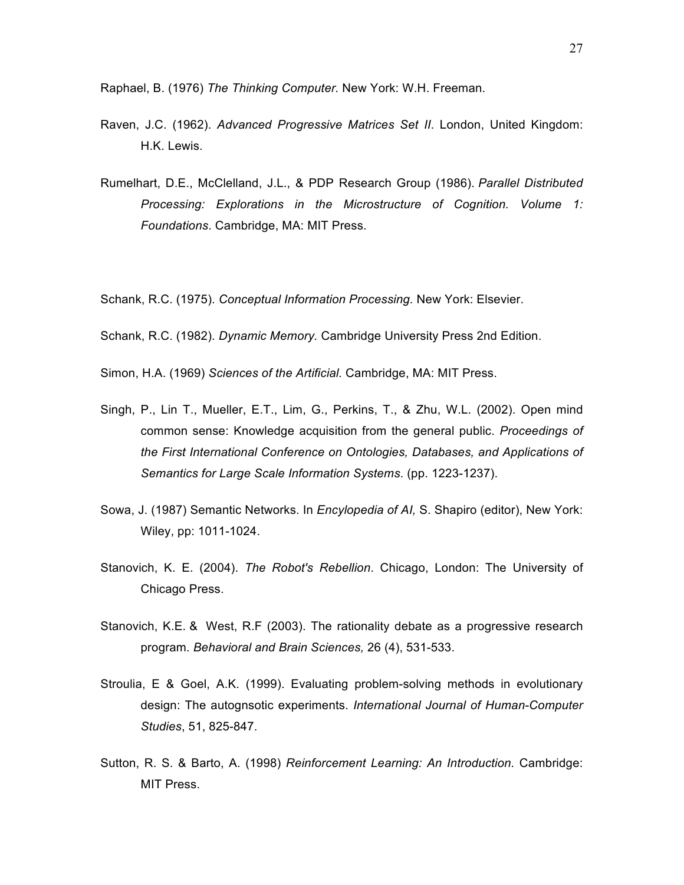Raphael, B. (1976) *The Thinking Computer*. New York: W.H. Freeman.

Raven, J.C. (1962). *Advanced Progressive Matrices Set II*. London, United Kingdom: H.K. Lewis.

Rumelhart, D.E., McClelland, J.L., & PDP Research Group (1986). *Parallel Distributed Processing: Explorations in the Microstructure of Cognition. Volume 1: Foundations*. Cambridge, MA: MIT Press.

Schank, R.C. (1975). *Conceptual Information Processing.* New York: Elsevier.

Schank, R.C. (1982). *Dynamic Memory.* Cambridge University Press 2nd Edition.

Simon, H.A. (1969) *Sciences of the Artificial.* Cambridge, MA: MIT Press.

Singh, P., Lin T., Mueller, E.T., Lim, G., Perkins, T., & Zhu, W.L. (2002). Open mind common sense: Knowledge acquisition from the general public. *Proceedings of the First International Conference on Ontologies, Databases, and Applications of Semantics for Large Scale Information Systems*. (pp. 1223-1237).

Sowa, J. (1987) Semantic Networks. In *Encylopedia of AI,* S. Shapiro (editor), New York: Wiley, pp: 1011-1024.

Stanovich, K. E. (2004). *The Robot's Rebellion*. Chicago, London: The University of Chicago Press.

Stanovich, K.E. & West, R.F (2003). The rationality debate as a progressive research program. *Behavioral and Brain Sciences,* 26 (4), 531-533.

Stroulia, E & Goel, A.K. (1999). Evaluating problem-solving methods in evolutionary design: The autognsotic experiments. *International Journal of Human-Computer Studies*, 51, 825-847.

Sutton, R. S. & Barto, A. (1998) *Reinforcement Learning: An Introduction.* Cambridge: MIT Press.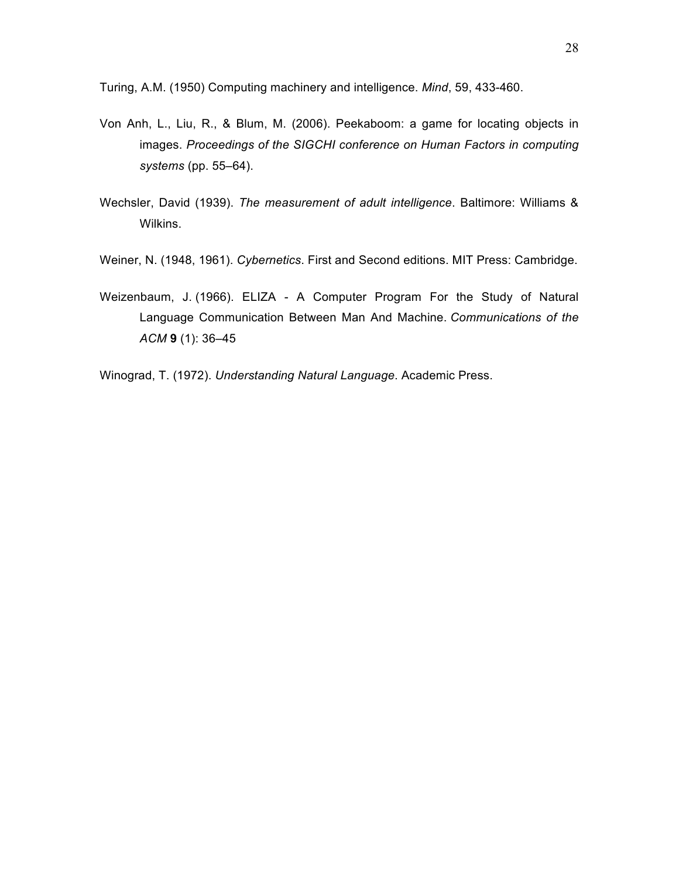Turing, A.M. (1950) Computing machinery and intelligence. *Mind*, 59, 433-460.

Von Anh, L., Liu, R., & Blum, M. (2006). Peekaboom: a game for locating objects in images. *Proceedings of the SIGCHI conference on Human Factors in computing systems* (pp. 55–64).

Wechsler, David (1939). *The measurement of adult intelligence*. Baltimore: Williams & Wilkins.

Weiner, N. (1948, 1961). *Cybernetics*. First and Second editions. MIT Press: Cambridge.

Weizenbaum, J. (1966). ELIZA - A Computer Program For the Study of Natural Language Communication Between Man And Machine. *Communications of the ACM* **9** (1): 36–45

Winograd, T. (1972). *Understanding Natural Language*. Academic Press.